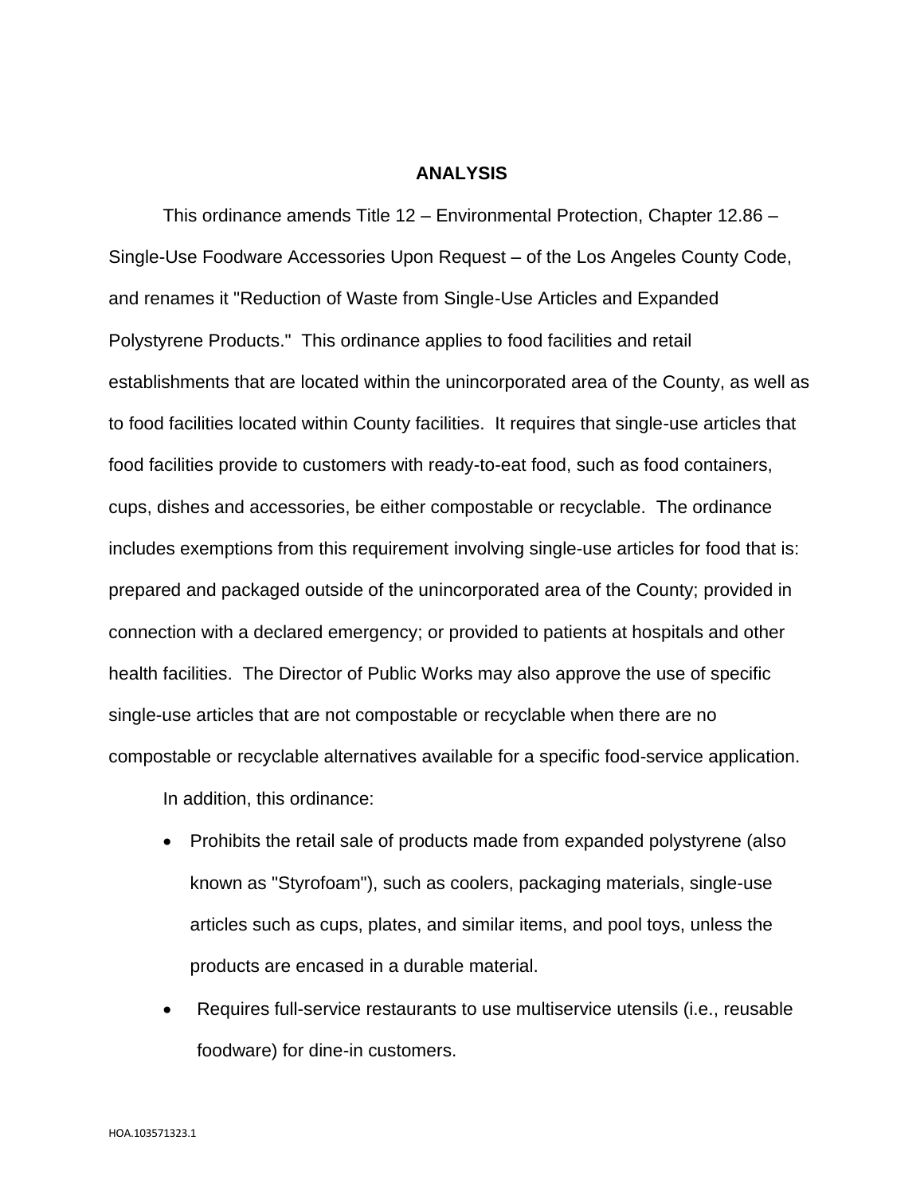# ANALYSIS

This ordinance amends Title 12 – Environmental Protection, Chapter 12.86 – Single-Use Foodware Accessories Upon Request – of the Los Angeles County Code, and renames it "Reduction of Waste from Single-Use Articles and Expanded Polystyrene Products." This ordinance applies to food facilities and retail establishments that are located within the unincorporated area of the County, as well as to food facilities located within County facilities. It requires that single-use articles that food facilities provide to customers with ready-to-eat food, such as food containers, cups, dishes and accessories, be either compostable or recyclable. The ordinance includes exemptions from this requirement involving single-use articles for food that is: prepared and packaged outside of the unincorporated area of the County; provided in connection with a declared emergency; or provided to patients at hospitals and other health facilities. The Director of Public Works may also approve the use of specific single-use articles that are not compostable or recyclable when there are no compostable or recyclable alternatives available for a specific food-service application.

In addition, this ordinance:

- Prohibits the retail sale of products made from expanded polystyrene (also known as "Styrofoam"), such as coolers, packaging materials, single-use articles such as cups, plates, and similar items, and pool toys, unless the products are encased in a durable material.
- Requires full-service restaurants to use multiservice utensils (i.e., reusable foodware) for dine-in customers.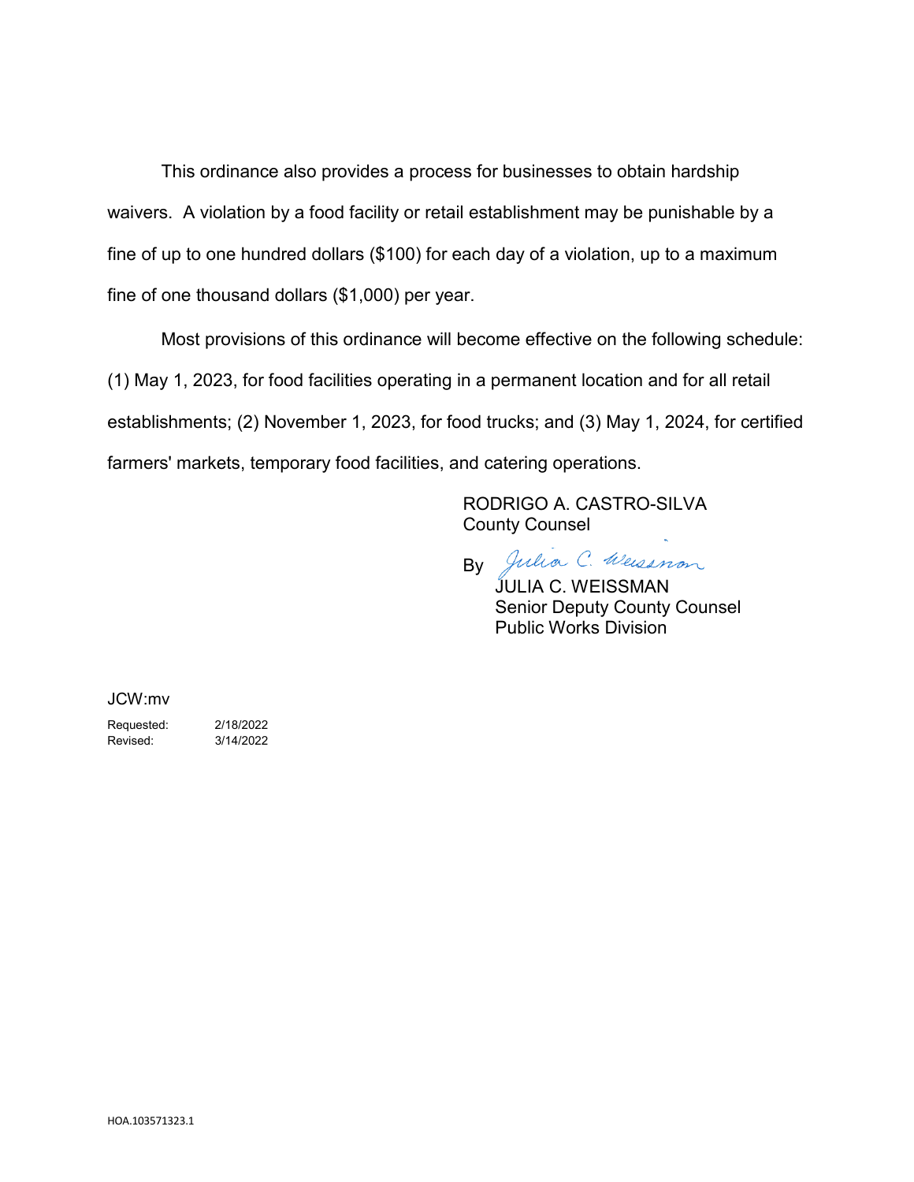This ordinance also provides a process for businesses to obtain hardship waivers. A violation by a food facility or retail establishment may be punishable by a fine of up to one hundred dollars ($100) for each day of a violation, up to a maximum fine of one thousand dollars ($1,000) per year.

Most provisions of this ordinance will become effective on the following schedule: (1) May 1, 2023, for food facilities operating in a permanent location and for all retail establishments; (2) November 1, 2023, for food trucks; and (3) May 1, 2024, for certified farmers' markets, temporary food facilities, and catering operations.

RODRIGO A. CASTRO-SILVA
County Counsel

By *Julia C. Weissman*
JULIA C. WEISSMAN
Senior Deputy County Counsel
Public Works Division

JCW:mv

Requested: 2/18/2022
Revised: 3/14/2022

HOA.103571323.1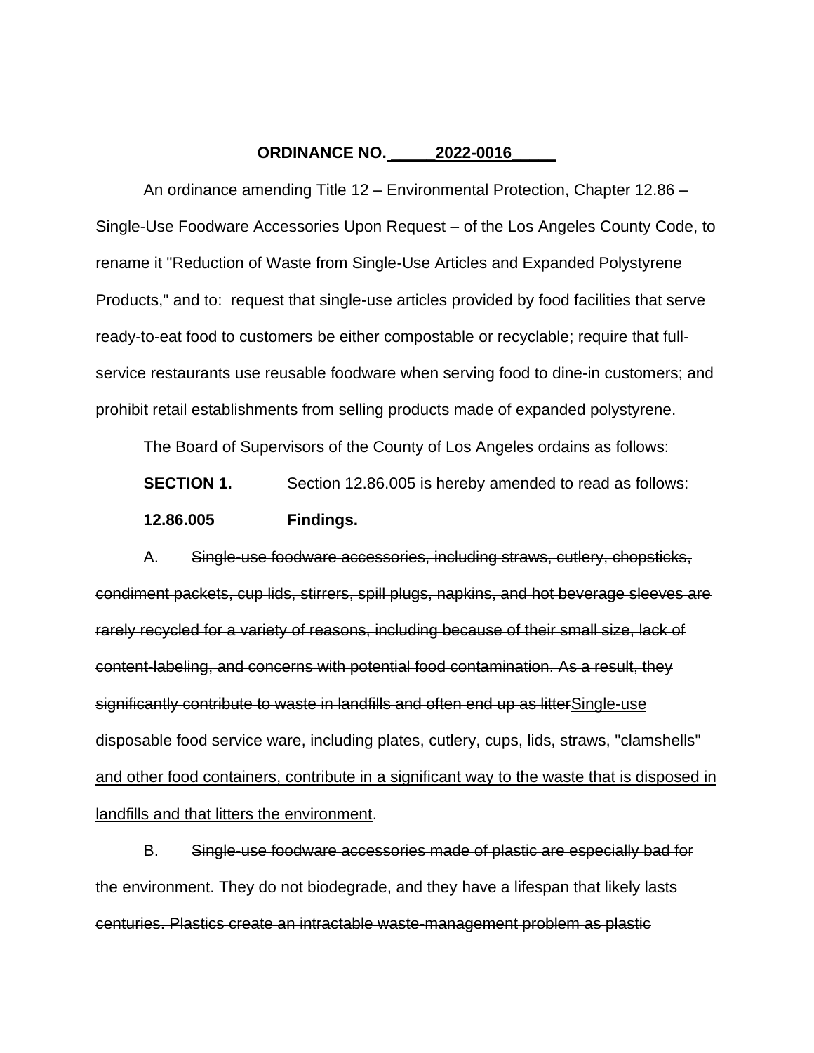**ORDINANCE NO. \_\_\_\_\_2022-0016\_\_\_\_\_**

An ordinance amending Title 12 – Environmental Protection, Chapter 12.86 – Single-Use Foodware Accessories Upon Request – of the Los Angeles County Code, to rename it "Reduction of Waste from Single-Use Articles and Expanded Polystyrene Products," and to: request that single-use articles provided by food facilities that serve ready-to-eat food to customers be either compostable or recyclable; require that full-service restaurants use reusable foodware when serving food to dine-in customers; and prohibit retail establishments from selling products made of expanded polystyrene.

The Board of Supervisors of the County of Los Angeles ordains as follows:

**SECTION 1.** Section 12.86.005 is hereby amended to read as follows:

**12.86.005 Findings.**

A. ~~Single-use foodware accessories, including straws, cutlery, chopsticks, condiment packets, cup lids, stirrers, spill plugs, napkins, and hot beverage sleeves are rarely recycled for a variety of reasons, including because of their small size, lack of content-labeling, and concerns with potential food contamination. As a result, they significantly contribute to waste in landfills and often end up as litter~~<u>Single-use disposable food service ware, including plates, cutlery, cups, lids, straws, "clamshells" and other food containers, contribute in a significant way to the waste that is disposed in landfills and that litters the environment</u>.

B. ~~Single-use foodware accessories made of plastic are especially bad for the environment. They do not biodegrade, and they have a lifespan that likely lasts centuries. Plastics create an intractable waste-management problem as plastic~~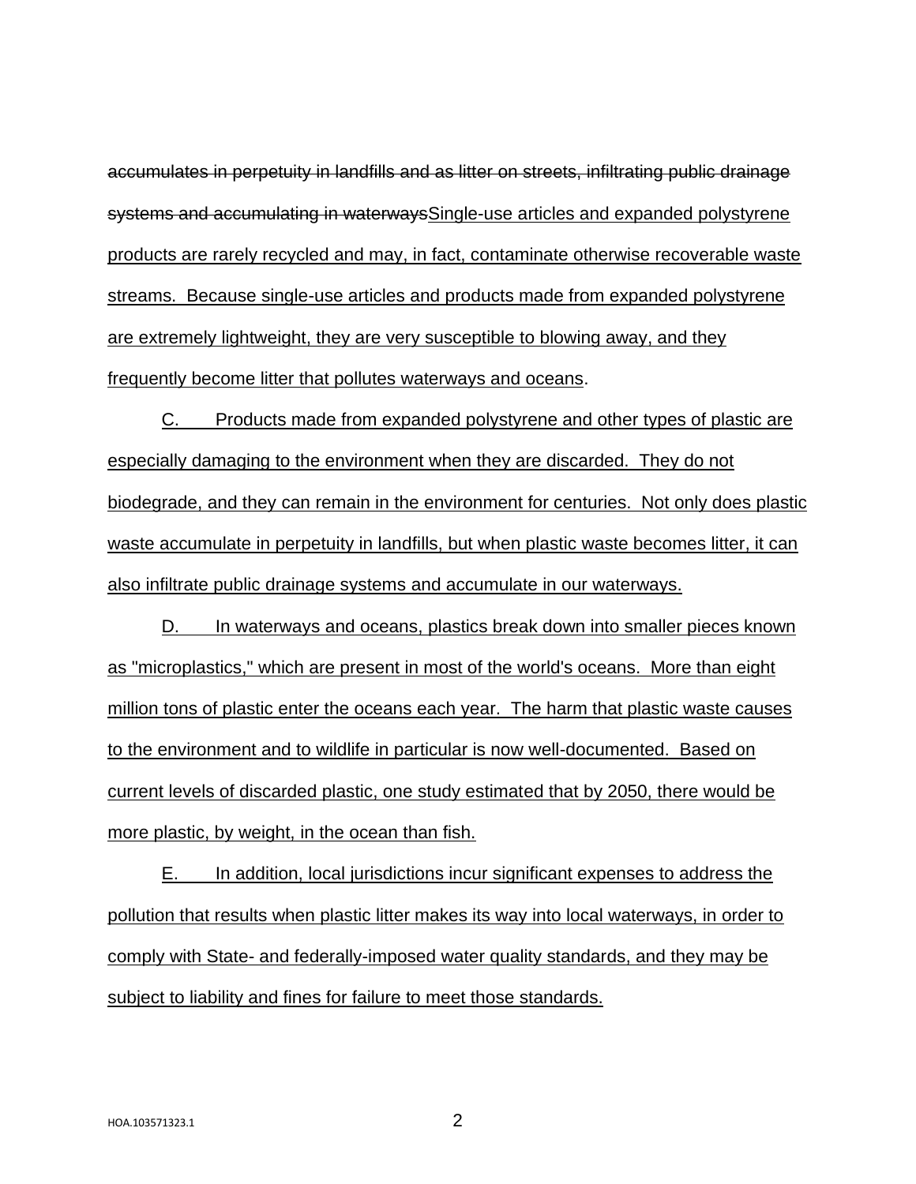~~accumulates in perpetuity in landfills and as litter on streets, infiltrating public drainage systems and accumulating in waterways~~<u>Single-use articles and expanded polystyrene products are rarely recycled and may, in fact, contaminate otherwise recoverable waste streams. Because single-use articles and products made from expanded polystyrene are extremely lightweight, they are very susceptible to blowing away, and they frequently become litter that pollutes waterways and oceans</u>.

<u>C. Products made from expanded polystyrene and other types of plastic are especially damaging to the environment when they are discarded. They do not biodegrade, and they can remain in the environment for centuries. Not only does plastic waste accumulate in perpetuity in landfills, but when plastic waste becomes litter, it can also infiltrate public drainage systems and accumulate in our waterways.</u>

<u>D. In waterways and oceans, plastics break down into smaller pieces known as "microplastics," which are present in most of the world's oceans. More than eight million tons of plastic enter the oceans each year. The harm that plastic waste causes to the environment and to wildlife in particular is now well-documented. Based on current levels of discarded plastic, one study estimated that by 2050, there would be more plastic, by weight, in the ocean than fish.</u>

<u>E. In addition, local jurisdictions incur significant expenses to address the pollution that results when plastic litter makes its way into local waterways, in order to comply with State- and federally-imposed water quality standards, and they may be subject to liability and fines for failure to meet those standards.</u>

HOA.103571323.1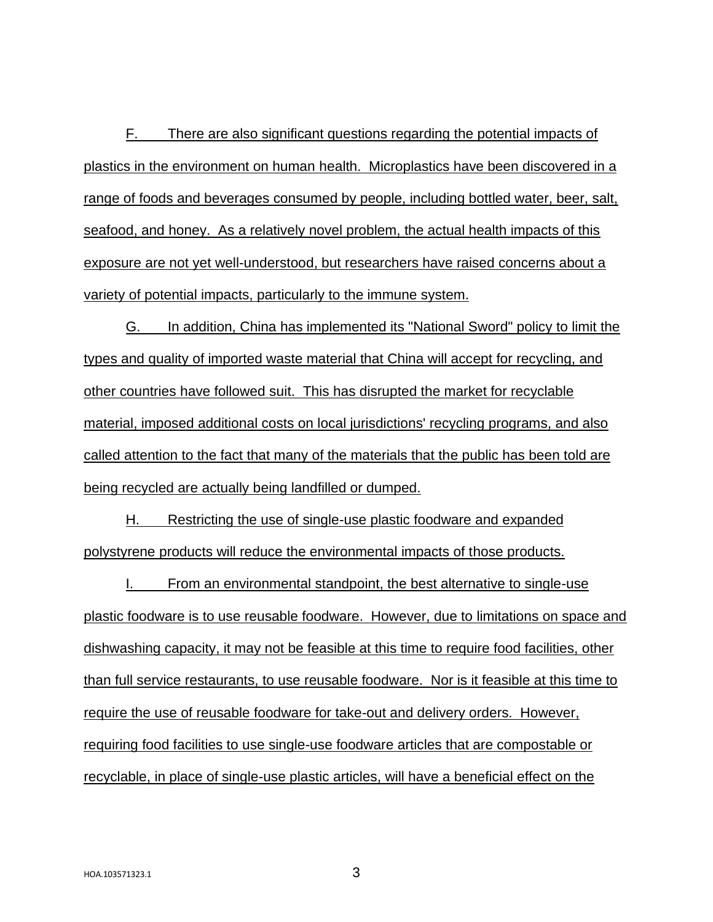F. There are also significant questions regarding the potential impacts of plastics in the environment on human health. Microplastics have been discovered in a range of foods and beverages consumed by people, including bottled water, beer, salt, seafood, and honey. As a relatively novel problem, the actual health impacts of this exposure are not yet well-understood, but researchers have raised concerns about a variety of potential impacts, particularly to the immune system.

G. In addition, China has implemented its "National Sword" policy to limit the types and quality of imported waste material that China will accept for recycling, and other countries have followed suit. This has disrupted the market for recyclable material, imposed additional costs on local jurisdictions' recycling programs, and also called attention to the fact that many of the materials that the public has been told are being recycled are actually being landfilled or dumped.

H. Restricting the use of single-use plastic foodware and expanded polystyrene products will reduce the environmental impacts of those products.

I. From an environmental standpoint, the best alternative to single-use plastic foodware is to use reusable foodware. However, due to limitations on space and dishwashing capacity, it may not be feasible at this time to require food facilities, other than full service restaurants, to use reusable foodware. Nor is it feasible at this time to require the use of reusable foodware for take-out and delivery orders. However, requiring food facilities to use single-use foodware articles that are compostable or recyclable, in place of single-use plastic articles, will have a beneficial effect on the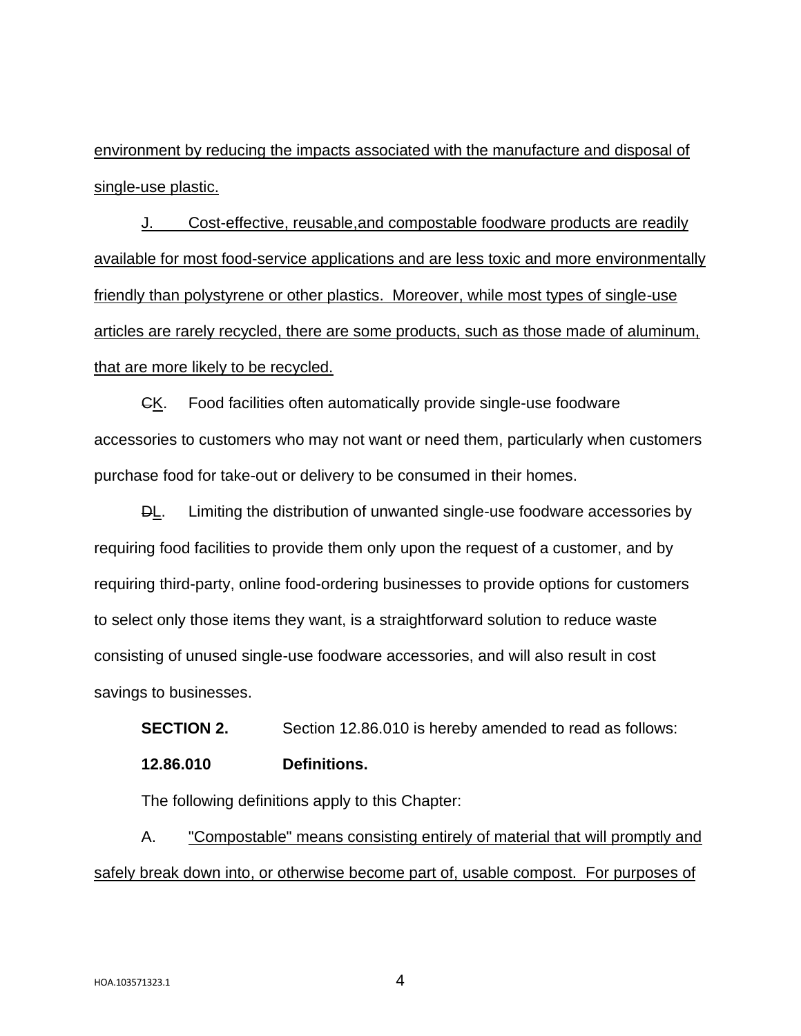environment by reducing the impacts associated with the manufacture and disposal of single-use plastic.

J. Cost-effective, reusable,and compostable foodware products are readily available for most food-service applications and are less toxic and more environmentally friendly than polystyrene or other plastics. Moreover, while most types of single-use articles are rarely recycled, there are some products, such as those made of aluminum, that are more likely to be recycled.

~~C~~K. Food facilities often automatically provide single-use foodware accessories to customers who may not want or need them, particularly when customers purchase food for take-out or delivery to be consumed in their homes.

~~D~~L. Limiting the distribution of unwanted single-use foodware accessories by requiring food facilities to provide them only upon the request of a customer, and by requiring third-party, online food-ordering businesses to provide options for customers to select only those items they want, is a straightforward solution to reduce waste consisting of unused single-use foodware accessories, and will also result in cost savings to businesses.

**SECTION 2.** Section 12.86.010 is hereby amended to read as follows:

**12.86.010 Definitions.**

The following definitions apply to this Chapter:

A. "Compostable" means consisting entirely of material that will promptly and safely break down into, or otherwise become part of, usable compost. For purposes of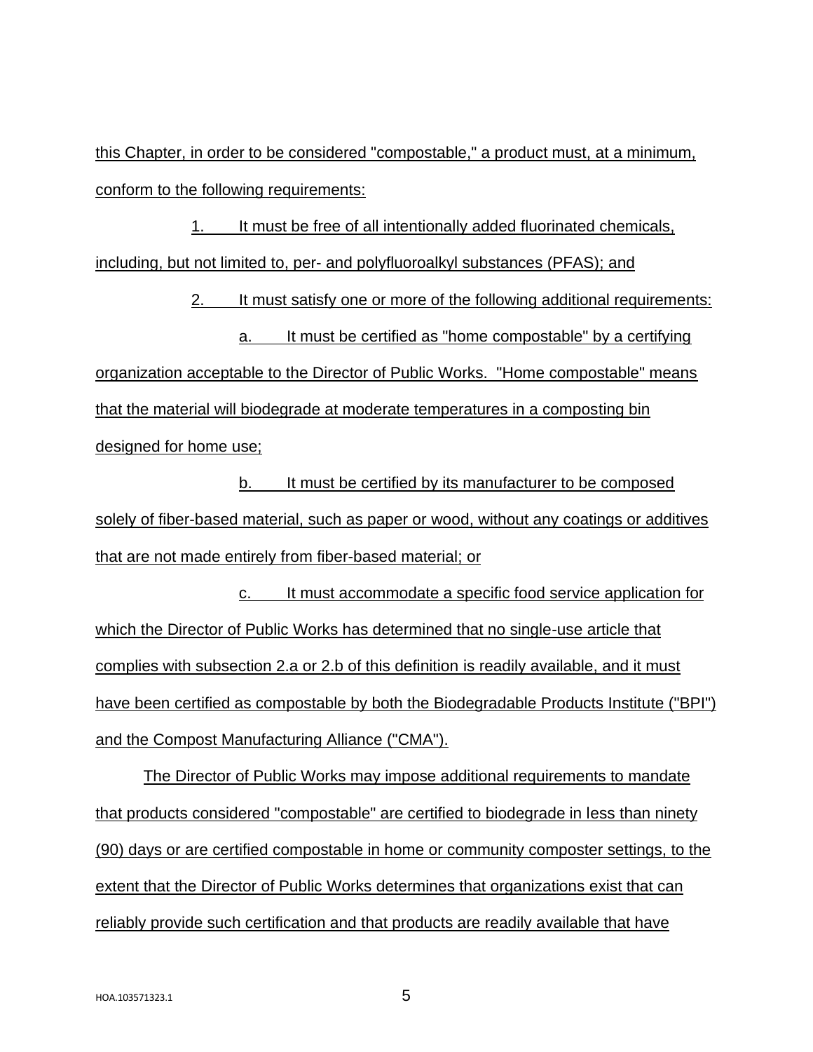this Chapter, in order to be considered "compostable," a product must, at a minimum, conform to the following requirements:

1. It must be free of all intentionally added fluorinated chemicals, including, but not limited to, per- and polyfluoroalkyl substances (PFAS); and

2. It must satisfy one or more of the following additional requirements:

a. It must be certified as "home compostable" by a certifying organization acceptable to the Director of Public Works. "Home compostable" means that the material will biodegrade at moderate temperatures in a composting bin designed for home use;

b. It must be certified by its manufacturer to be composed solely of fiber-based material, such as paper or wood, without any coatings or additives that are not made entirely from fiber-based material; or

c. It must accommodate a specific food service application for which the Director of Public Works has determined that no single-use article that complies with subsection 2.a or 2.b of this definition is readily available, and it must have been certified as compostable by both the Biodegradable Products Institute ("BPI") and the Compost Manufacturing Alliance ("CMA").

The Director of Public Works may impose additional requirements to mandate that products considered "compostable" are certified to biodegrade in less than ninety (90) days or are certified compostable in home or community composter settings, to the extent that the Director of Public Works determines that organizations exist that can reliably provide such certification and that products are readily available that have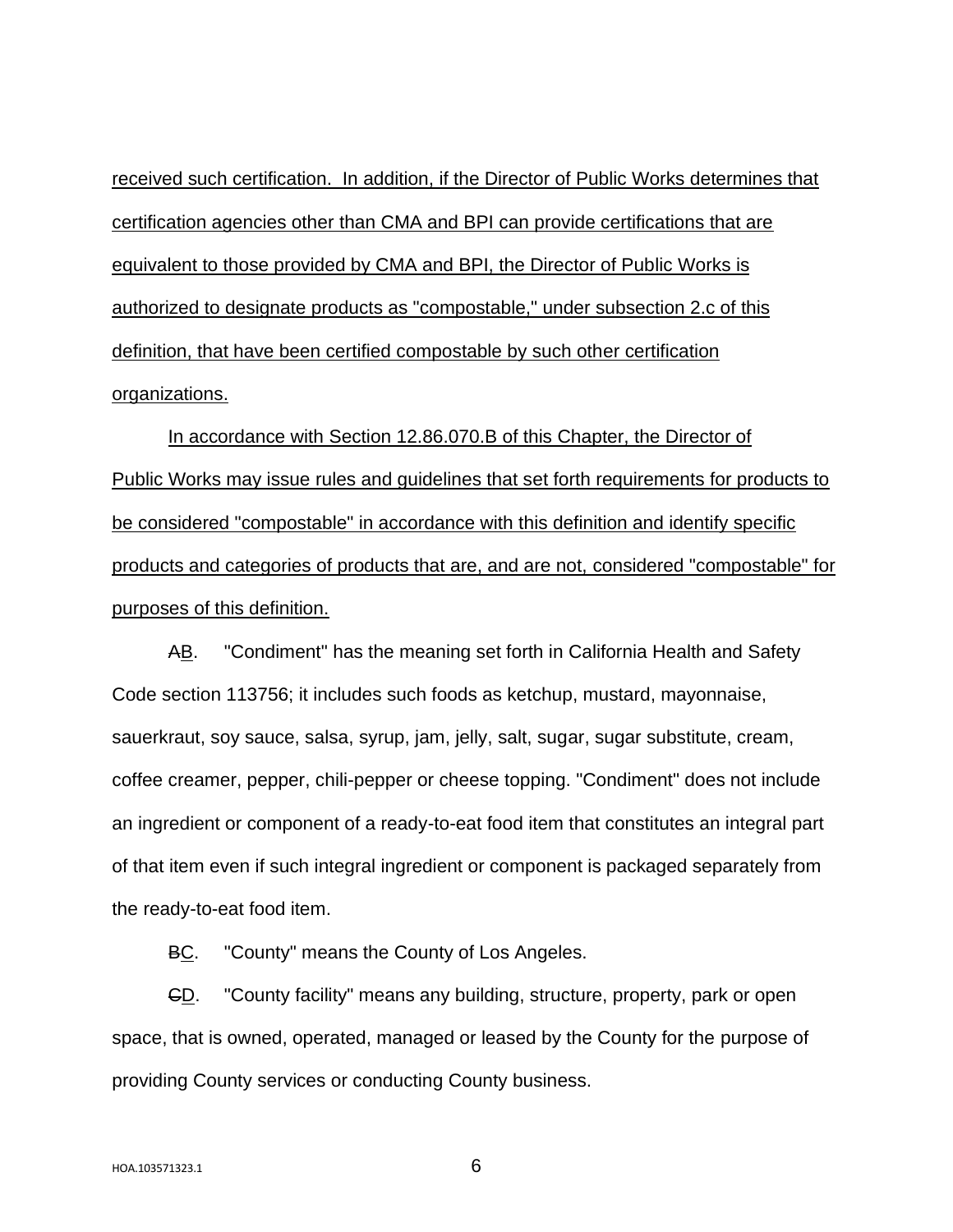received such certification. In addition, if the Director of Public Works determines that certification agencies other than CMA and BPI can provide certifications that are equivalent to those provided by CMA and BPI, the Director of Public Works is authorized to designate products as "compostable," under subsection 2.c of this definition, that have been certified compostable by such other certification organizations.

In accordance with Section 12.86.070.B of this Chapter, the Director of Public Works may issue rules and guidelines that set forth requirements for products to be considered "compostable" in accordance with this definition and identify specific products and categories of products that are, and are not, considered "compostable" for purposes of this definition.

~~A~~B. "Condiment" has the meaning set forth in California Health and Safety Code section 113756; it includes such foods as ketchup, mustard, mayonnaise, sauerkraut, soy sauce, salsa, syrup, jam, jelly, salt, sugar, sugar substitute, cream, coffee creamer, pepper, chili-pepper or cheese topping. "Condiment" does not include an ingredient or component of a ready-to-eat food item that constitutes an integral part of that item even if such integral ingredient or component is packaged separately from the ready-to-eat food item.

~~B~~C. "County" means the County of Los Angeles.

~~C~~D. "County facility" means any building, structure, property, park or open space, that is owned, operated, managed or leased by the County for the purpose of providing County services or conducting County business.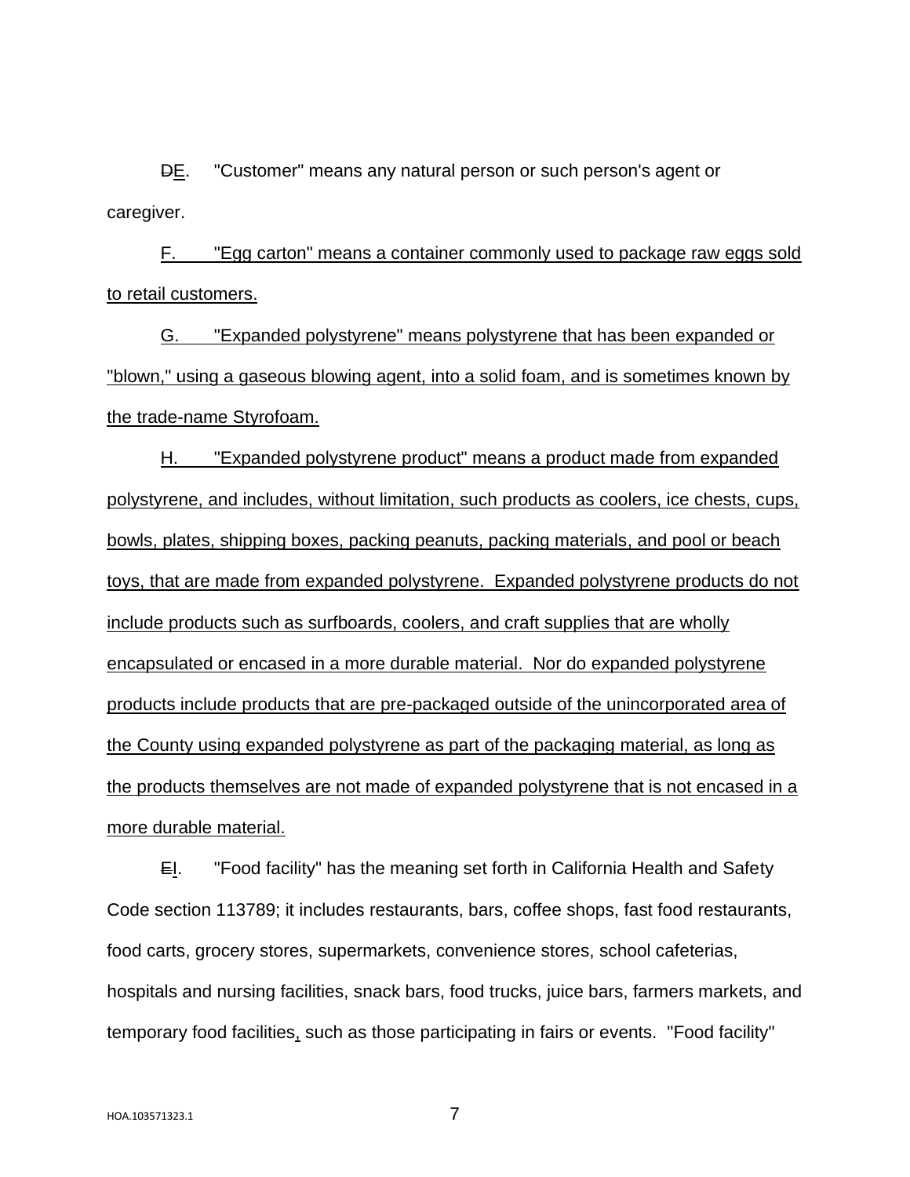~~D~~E. "Customer" means any natural person or such person's agent or caregiver.

<u>F. "Egg carton" means a container commonly used to package raw eggs sold to retail customers.</u>

<u>G. "Expanded polystyrene" means polystyrene that has been expanded or "blown," using a gaseous blowing agent, into a solid foam, and is sometimes known by the trade-name Styrofoam.</u>

<u>H. "Expanded polystyrene product" means a product made from expanded polystyrene, and includes, without limitation, such products as coolers, ice chests, cups, bowls, plates, shipping boxes, packing peanuts, packing materials, and pool or beach toys, that are made from expanded polystyrene. Expanded polystyrene products do not include products such as surfboards, coolers, and craft supplies that are wholly encapsulated or encased in a more durable material. Nor do expanded polystyrene products include products that are pre-packaged outside of the unincorporated area of the County using expanded polystyrene as part of the packaging material, as long as the products themselves are not made of expanded polystyrene that is not encased in a more durable material.</u>

~~E~~I. "Food facility" has the meaning set forth in California Health and Safety Code section 113789; it includes restaurants, bars, coffee shops, fast food restaurants, food carts, grocery stores, supermarkets, convenience stores, school cafeterias, hospitals and nursing facilities, snack bars, food trucks, juice bars, farmers markets, and temporary food facilities, such as those participating in fairs or events. "Food facility"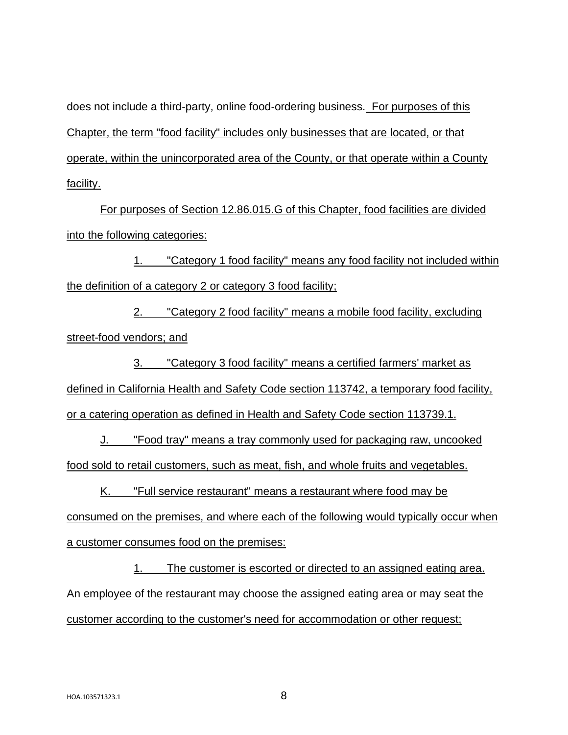does not include a third-party, online food-ordering business. For purposes of this Chapter, the term "food facility" includes only businesses that are located, or that operate, within the unincorporated area of the County, or that operate within a County facility.

For purposes of Section 12.86.015.G of this Chapter, food facilities are divided into the following categories:

1. "Category 1 food facility" means any food facility not included within the definition of a category 2 or category 3 food facility;

2. "Category 2 food facility" means a mobile food facility, excluding street-food vendors; and

3. "Category 3 food facility" means a certified farmers' market as defined in California Health and Safety Code section 113742, a temporary food facility, or a catering operation as defined in Health and Safety Code section 113739.1.

J. "Food tray" means a tray commonly used for packaging raw, uncooked food sold to retail customers, such as meat, fish, and whole fruits and vegetables.

K. "Full service restaurant" means a restaurant where food may be consumed on the premises, and where each of the following would typically occur when a customer consumes food on the premises:

1. The customer is escorted or directed to an assigned eating area. An employee of the restaurant may choose the assigned eating area or may seat the customer according to the customer's need for accommodation or other request;

HOA.103571323.1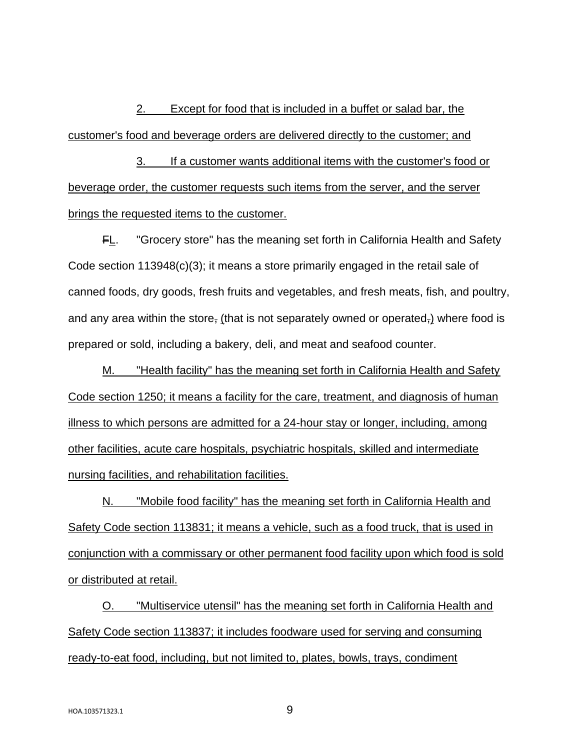2. Except for food that is included in a buffet or salad bar, the customer's food and beverage orders are delivered directly to the customer; and

3. If a customer wants additional items with the customer's food or beverage order, the customer requests such items from the server, and the server brings the requested items to the customer.

~~F~~L. "Grocery store" has the meaning set forth in California Health and Safety Code section 113948(c)(3); it means a store primarily engaged in the retail sale of canned foods, dry goods, fresh fruits and vegetables, and fresh meats, fish, and poultry, and any area within the store~~,~~ (that is not separately owned or operated~~,~~) where food is prepared or sold, including a bakery, deli, and meat and seafood counter.

M. "Health facility" has the meaning set forth in California Health and Safety Code section 1250; it means a facility for the care, treatment, and diagnosis of human illness to which persons are admitted for a 24-hour stay or longer, including, among other facilities, acute care hospitals, psychiatric hospitals, skilled and intermediate nursing facilities, and rehabilitation facilities.

N. "Mobile food facility" has the meaning set forth in California Health and Safety Code section 113831; it means a vehicle, such as a food truck, that is used in conjunction with a commissary or other permanent food facility upon which food is sold or distributed at retail.

O. "Multiservice utensil" has the meaning set forth in California Health and Safety Code section 113837; it includes foodware used for serving and consuming ready-to-eat food, including, but not limited to, plates, bowls, trays, condiment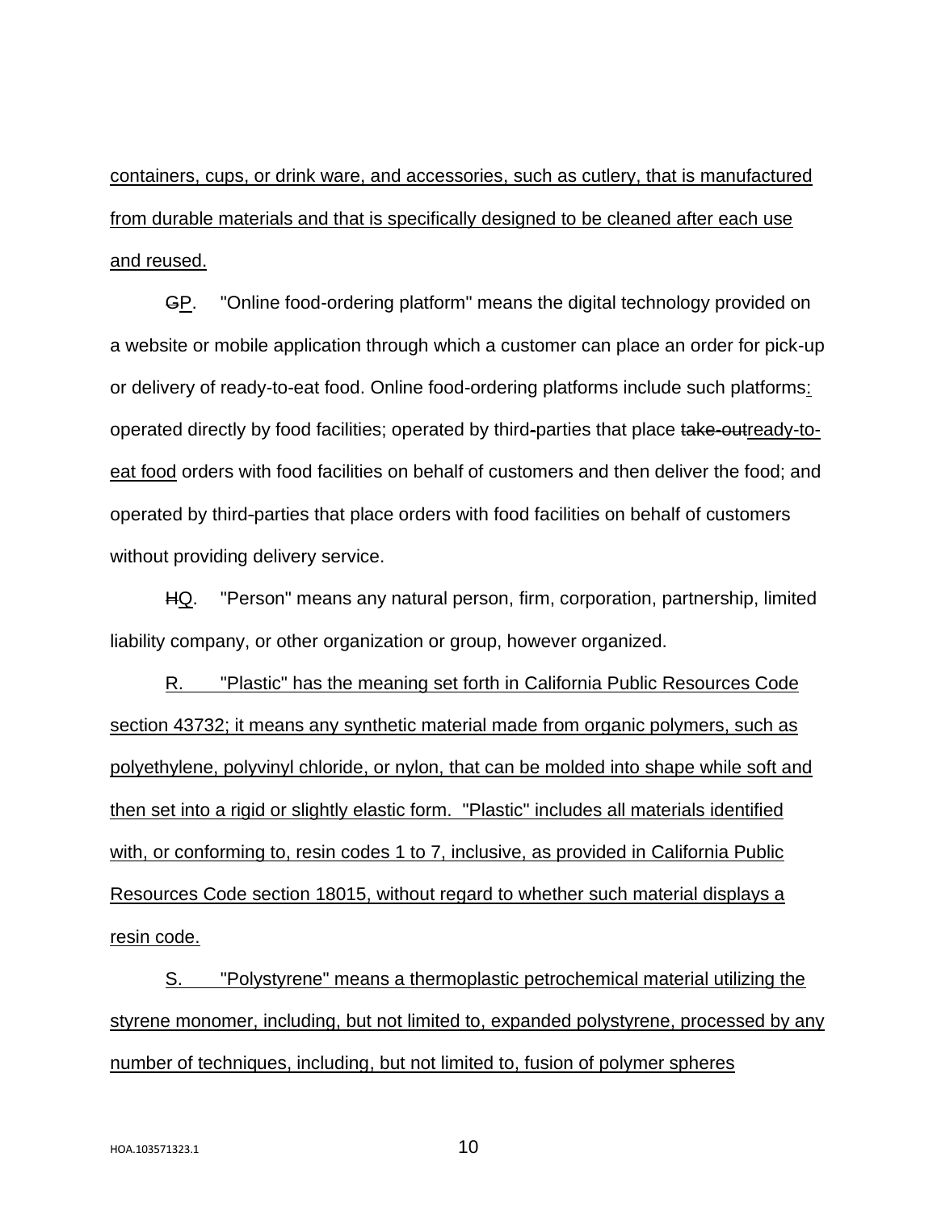containers, cups, or drink ware, and accessories, such as cutlery, that is manufactured from durable materials and that is specifically designed to be cleaned after each use and reused.

~~G~~P. "Online food-ordering platform" means the digital technology provided on a website or mobile application through which a customer can place an order for pick-up or delivery of ready-to-eat food. Online food-ordering platforms include such platforms: operated directly by food facilities; operated by third-parties that place ~~take-out~~ready-to-eat food orders with food facilities on behalf of customers and then deliver the food; and operated by third-parties that place orders with food facilities on behalf of customers without providing delivery service.

~~H~~Q. "Person" means any natural person, firm, corporation, partnership, limited liability company, or other organization or group, however organized.

R. "Plastic" has the meaning set forth in California Public Resources Code section 43732; it means any synthetic material made from organic polymers, such as polyethylene, polyvinyl chloride, or nylon, that can be molded into shape while soft and then set into a rigid or slightly elastic form. "Plastic" includes all materials identified with, or conforming to, resin codes 1 to 7, inclusive, as provided in California Public Resources Code section 18015, without regard to whether such material displays a resin code.

S. "Polystyrene" means a thermoplastic petrochemical material utilizing the styrene monomer, including, but not limited to, expanded polystyrene, processed by any number of techniques, including, but not limited to, fusion of polymer spheres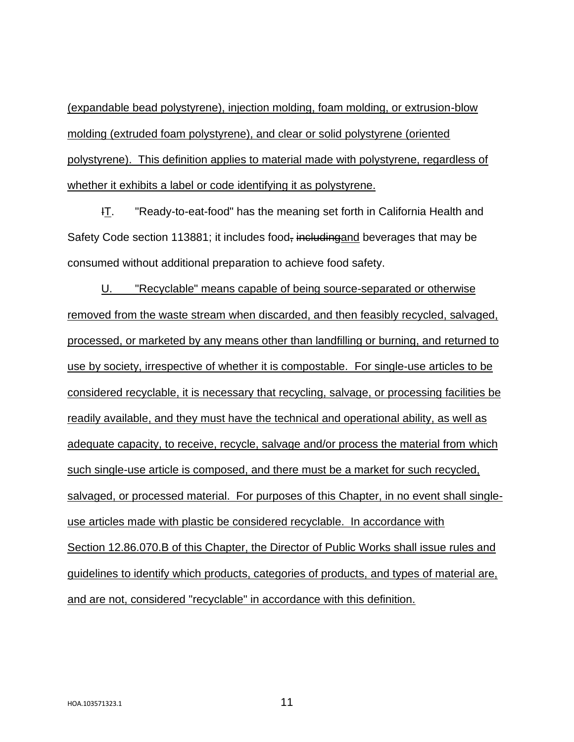(expandable bead polystyrene), injection molding, foam molding, or extrusion-blow molding (extruded foam polystyrene), and clear or solid polystyrene (oriented polystyrene). This definition applies to material made with polystyrene, regardless of whether it exhibits a label or code identifying it as polystyrene.

~~I~~T. "Ready-to-eat-food" has the meaning set forth in California Health and Safety Code section 113881; it includes food~~, including~~and beverages that may be consumed without additional preparation to achieve food safety.

U. "Recyclable" means capable of being source-separated or otherwise removed from the waste stream when discarded, and then feasibly recycled, salvaged, processed, or marketed by any means other than landfilling or burning, and returned to use by society, irrespective of whether it is compostable. For single-use articles to be considered recyclable, it is necessary that recycling, salvage, or processing facilities be readily available, and they must have the technical and operational ability, as well as adequate capacity, to receive, recycle, salvage and/or process the material from which such single-use article is composed, and there must be a market for such recycled, salvaged, or processed material. For purposes of this Chapter, in no event shall single-use articles made with plastic be considered recyclable. In accordance with Section 12.86.070.B of this Chapter, the Director of Public Works shall issue rules and guidelines to identify which products, categories of products, and types of material are, and are not, considered "recyclable" in accordance with this definition.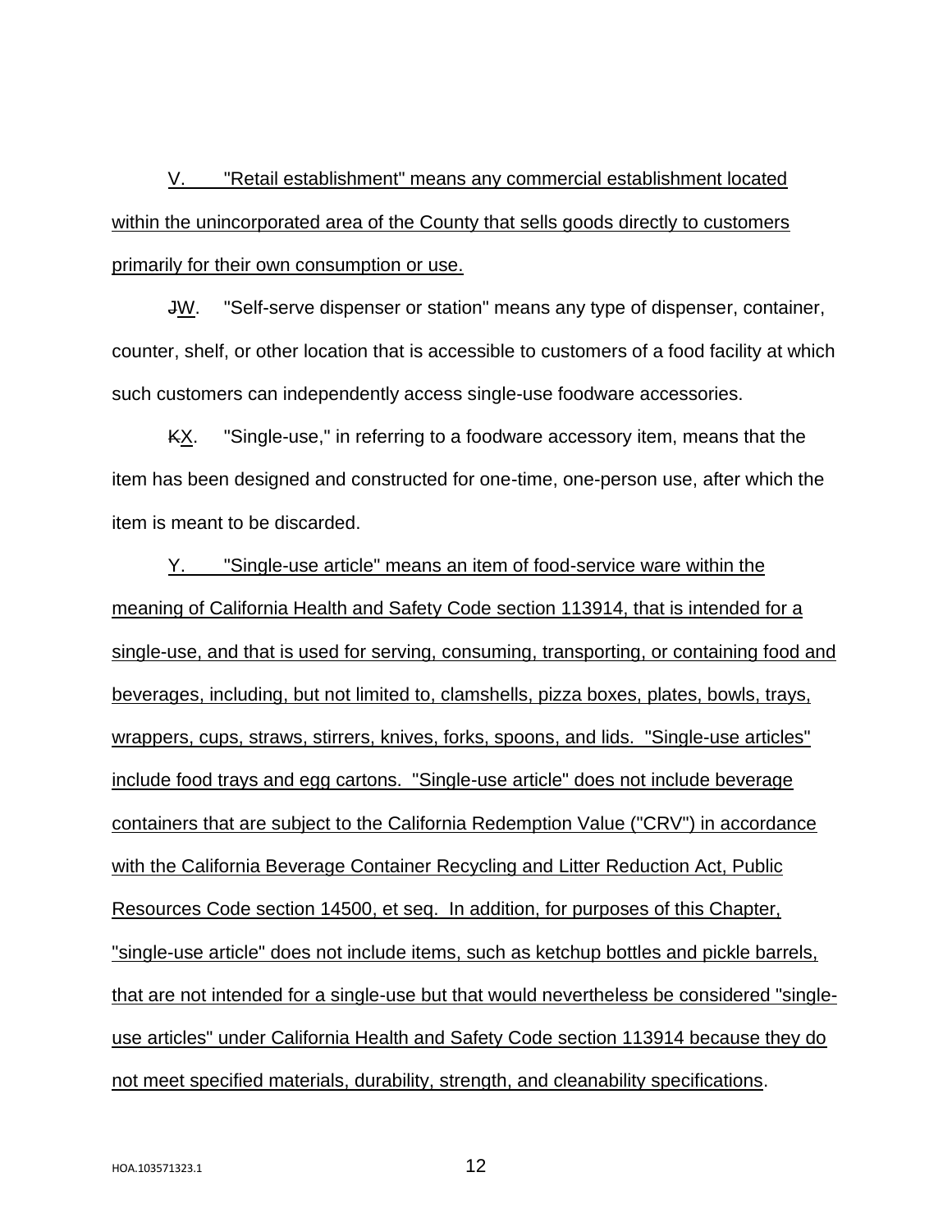V. "Retail establishment" means any commercial establishment located within the unincorporated area of the County that sells goods directly to customers primarily for their own consumption or use.

~~J~~W. "Self-serve dispenser or station" means any type of dispenser, container, counter, shelf, or other location that is accessible to customers of a food facility at which such customers can independently access single-use foodware accessories.

~~K~~X. "Single-use," in referring to a foodware accessory item, means that the item has been designed and constructed for one-time, one-person use, after which the item is meant to be discarded.

Y. "Single-use article" means an item of food-service ware within the meaning of California Health and Safety Code section 113914, that is intended for a single-use, and that is used for serving, consuming, transporting, or containing food and beverages, including, but not limited to, clamshells, pizza boxes, plates, bowls, trays, wrappers, cups, straws, stirrers, knives, forks, spoons, and lids. "Single-use articles" include food trays and egg cartons. "Single-use article" does not include beverage containers that are subject to the California Redemption Value ("CRV") in accordance with the California Beverage Container Recycling and Litter Reduction Act, Public Resources Code section 14500, et seq. In addition, for purposes of this Chapter, "single-use article" does not include items, such as ketchup bottles and pickle barrels, that are not intended for a single-use but that would nevertheless be considered "single-use articles" under California Health and Safety Code section 113914 because they do not meet specified materials, durability, strength, and cleanability specifications.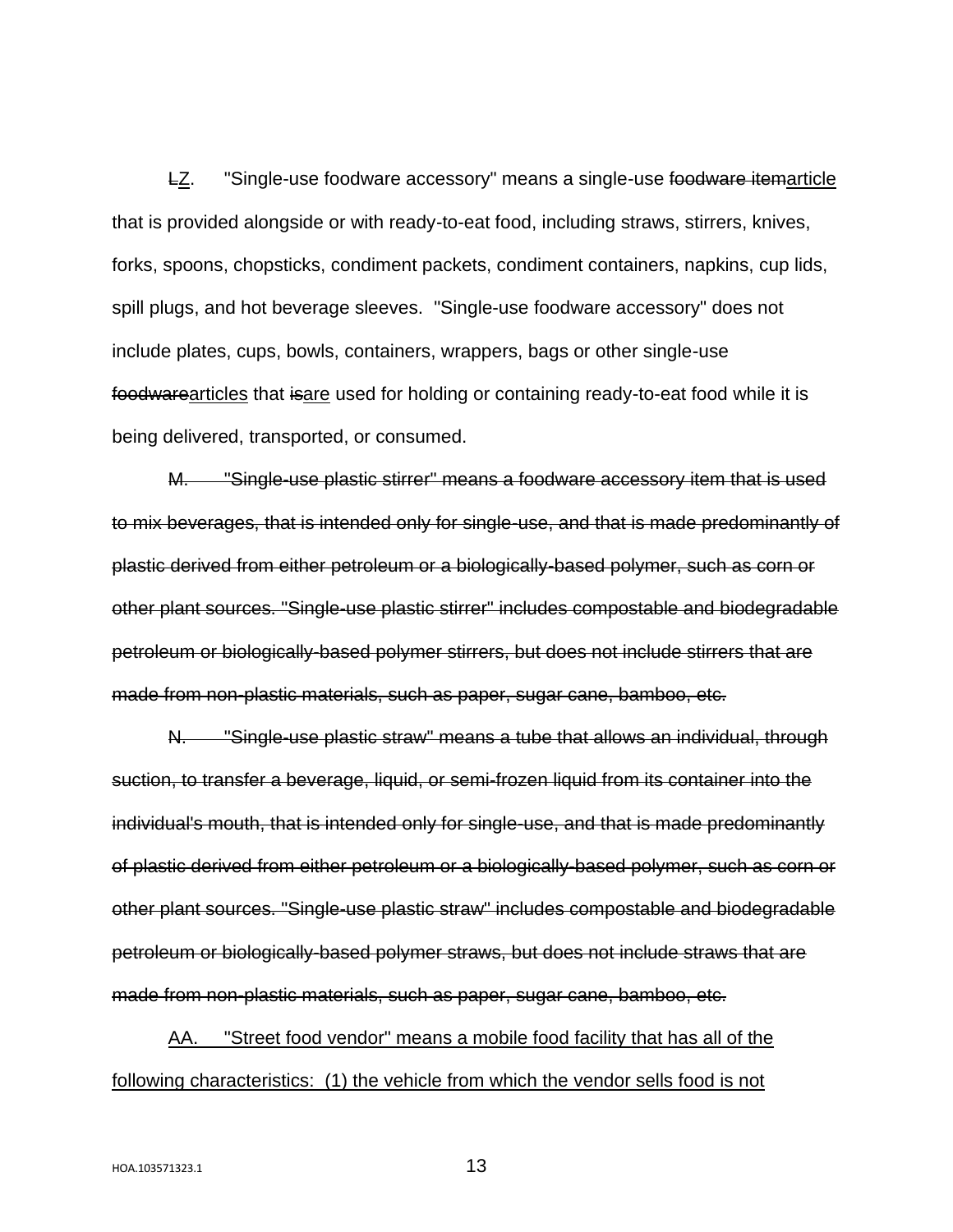~~L~~<u>Z</u>. "Single-use foodware accessory" means a single-use ~~foodware item~~<u>article</u> that is provided alongside or with ready-to-eat food, including straws, stirrers, knives, forks, spoons, chopsticks, condiment packets, condiment containers, napkins, cup lids, spill plugs, and hot beverage sleeves. "Single-use foodware accessory" does not include plates, cups, bowls, containers, wrappers, bags or other single-use ~~foodware~~<u>articles</u> that ~~is~~<u>are</u> used for holding or containing ready-to-eat food while it is being delivered, transported, or consumed.

~~M. "Single-use plastic stirrer" means a foodware accessory item that is used to mix beverages, that is intended only for single-use, and that is made predominantly of plastic derived from either petroleum or a biologically-based polymer, such as corn or other plant sources. "Single-use plastic stirrer" includes compostable and biodegradable petroleum or biologically-based polymer stirrers, but does not include stirrers that are made from non-plastic materials, such as paper, sugar cane, bamboo, etc.~~

~~N. "Single-use plastic straw" means a tube that allows an individual, through suction, to transfer a beverage, liquid, or semi-frozen liquid from its container into the individual's mouth, that is intended only for single-use, and that is made predominantly of plastic derived from either petroleum or a biologically-based polymer, such as corn or other plant sources. "Single-use plastic straw" includes compostable and biodegradable petroleum or biologically-based polymer straws, but does not include straws that are made from non-plastic materials, such as paper, sugar cane, bamboo, etc.~~

<u>AA. "Street food vendor" means a mobile food facility that has all of the following characteristics: (1) the vehicle from which the vendor sells food is not</u>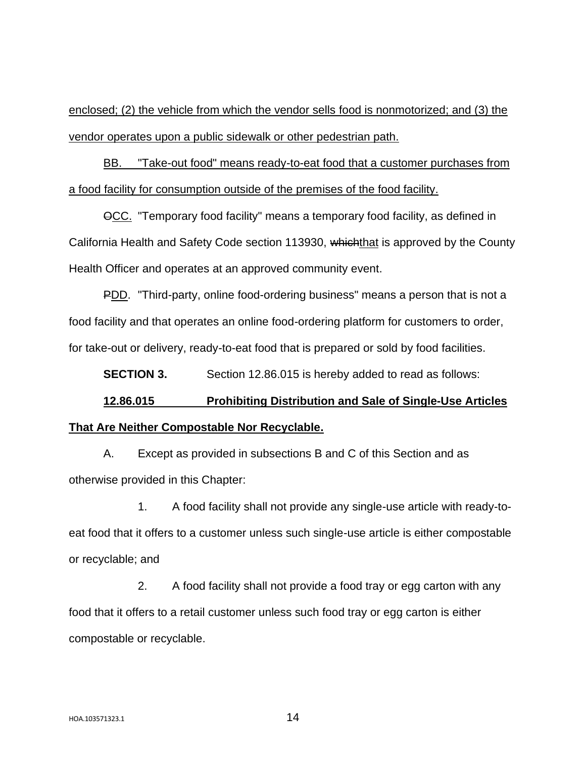enclosed; (2) the vehicle from which the vendor sells food is nonmotorized; and (3) the vendor operates upon a public sidewalk or other pedestrian path.

BB. "Take-out food" means ready-to-eat food that a customer purchases from a food facility for consumption outside of the premises of the food facility.

~~O~~CC. "Temporary food facility" means a temporary food facility, as defined in California Health and Safety Code section 113930, ~~which~~that is approved by the County Health Officer and operates at an approved community event.

~~P~~DD. "Third-party, online food-ordering business" means a person that is not a food facility and that operates an online food-ordering platform for customers to order, for take-out or delivery, ready-to-eat food that is prepared or sold by food facilities.

**SECTION 3.** Section 12.86.015 is hereby added to read as follows:

**12.86.015 Prohibiting Distribution and Sale of Single-Use Articles That Are Neither Compostable Nor Recyclable.**

A. Except as provided in subsections B and C of this Section and as otherwise provided in this Chapter:

1. A food facility shall not provide any single-use article with ready-to-eat food that it offers to a customer unless such single-use article is either compostable or recyclable; and

2. A food facility shall not provide a food tray or egg carton with any food that it offers to a retail customer unless such food tray or egg carton is either compostable or recyclable.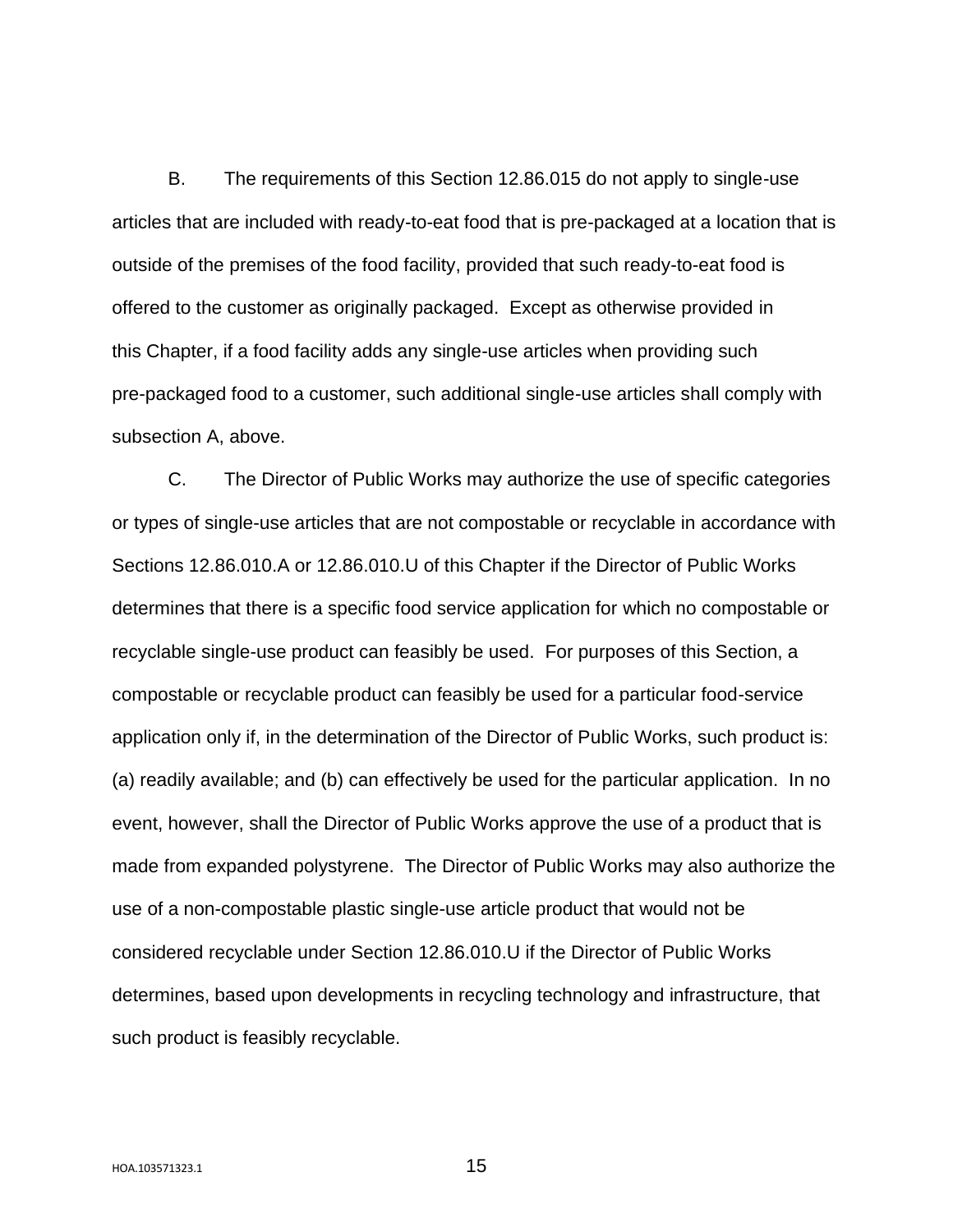B. The requirements of this Section 12.86.015 do not apply to single-use articles that are included with ready-to-eat food that is pre-packaged at a location that is outside of the premises of the food facility, provided that such ready-to-eat food is offered to the customer as originally packaged. Except as otherwise provided in this Chapter, if a food facility adds any single-use articles when providing such pre-packaged food to a customer, such additional single-use articles shall comply with subsection A, above.

C. The Director of Public Works may authorize the use of specific categories or types of single-use articles that are not compostable or recyclable in accordance with Sections 12.86.010.A or 12.86.010.U of this Chapter if the Director of Public Works determines that there is a specific food service application for which no compostable or recyclable single-use product can feasibly be used. For purposes of this Section, a compostable or recyclable product can feasibly be used for a particular food-service application only if, in the determination of the Director of Public Works, such product is: (a) readily available; and (b) can effectively be used for the particular application. In no event, however, shall the Director of Public Works approve the use of a product that is made from expanded polystyrene. The Director of Public Works may also authorize the use of a non-compostable plastic single-use article product that would not be considered recyclable under Section 12.86.010.U if the Director of Public Works determines, based upon developments in recycling technology and infrastructure, that such product is feasibly recyclable.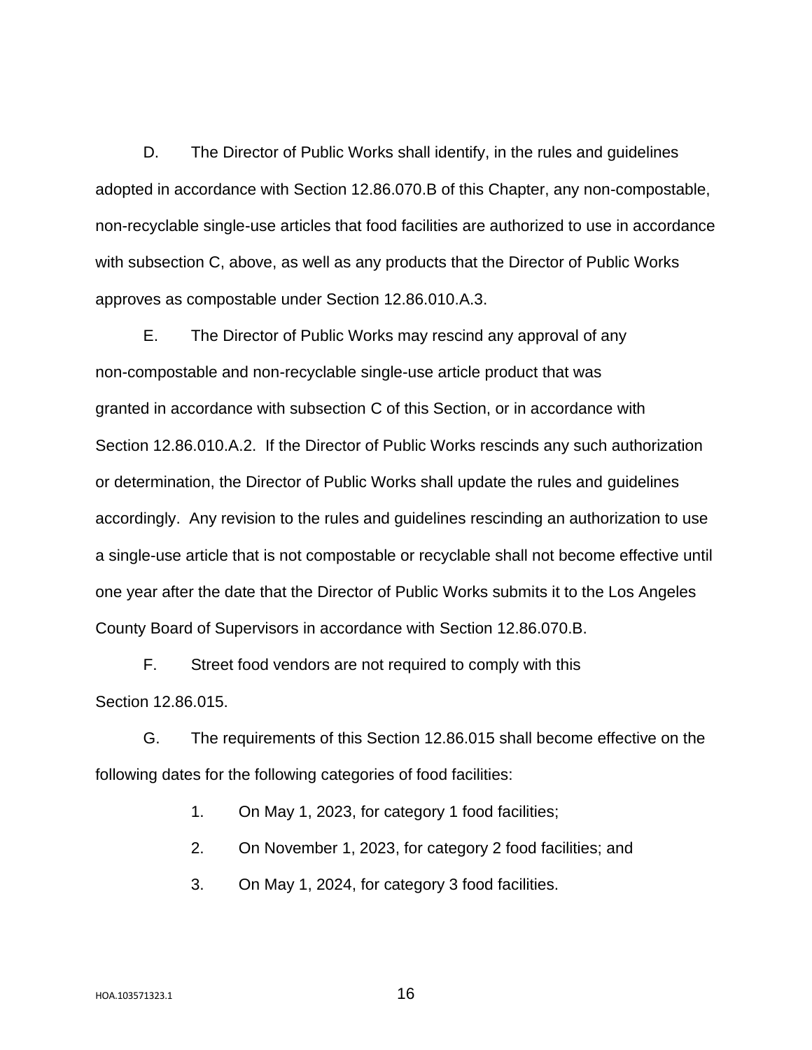D. The Director of Public Works shall identify, in the rules and guidelines adopted in accordance with Section 12.86.070.B of this Chapter, any non-compostable, non-recyclable single-use articles that food facilities are authorized to use in accordance with subsection C, above, as well as any products that the Director of Public Works approves as compostable under Section 12.86.010.A.3.

E. The Director of Public Works may rescind any approval of any non-compostable and non-recyclable single-use article product that was granted in accordance with subsection C of this Section, or in accordance with Section 12.86.010.A.2. If the Director of Public Works rescinds any such authorization or determination, the Director of Public Works shall update the rules and guidelines accordingly. Any revision to the rules and guidelines rescinding an authorization to use a single-use article that is not compostable or recyclable shall not become effective until one year after the date that the Director of Public Works submits it to the Los Angeles County Board of Supervisors in accordance with Section 12.86.070.B.

F. Street food vendors are not required to comply with this Section 12.86.015.

G. The requirements of this Section 12.86.015 shall become effective on the following dates for the following categories of food facilities:

1. On May 1, 2023, for category 1 food facilities;
2. On November 1, 2023, for category 2 food facilities; and
3. On May 1, 2024, for category 3 food facilities.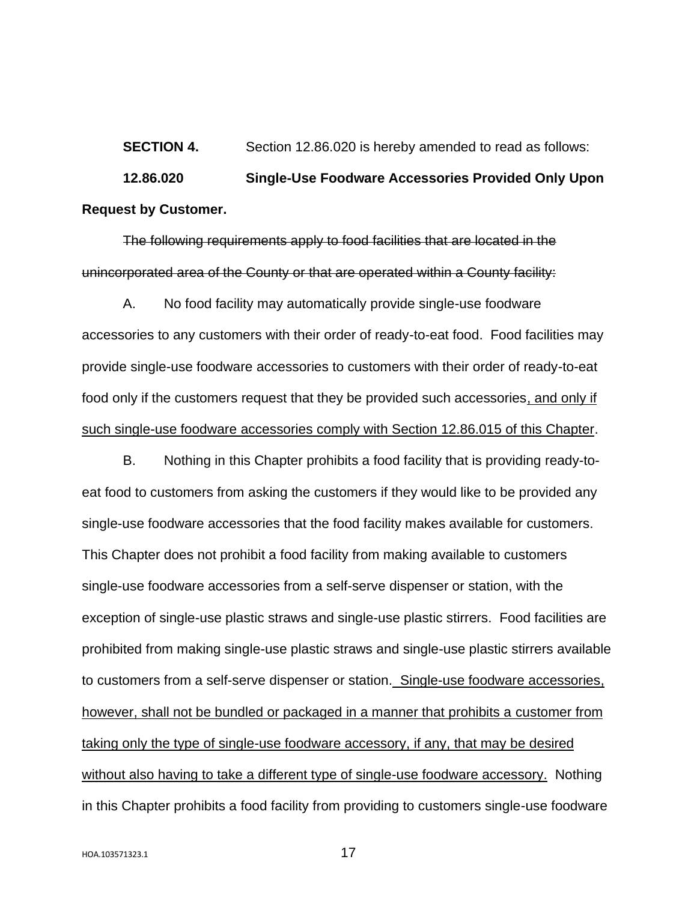**SECTION 4.** Section 12.86.020 is hereby amended to read as follows:

**12.86.020 Single-Use Foodware Accessories Provided Only Upon Request by Customer.**

~~The following requirements apply to food facilities that are located in the unincorporated area of the County or that are operated within a County facility:~~

A. No food facility may automatically provide single-use foodware accessories to any customers with their order of ready-to-eat food. Food facilities may provide single-use foodware accessories to customers with their order of ready-to-eat food only if the customers request that they be provided such accessories<u>, and only if such single-use foodware accessories comply with Section 12.86.015 of this Chapter</u>.

B. Nothing in this Chapter prohibits a food facility that is providing ready-to-eat food to customers from asking the customers if they would like to be provided any single-use foodware accessories that the food facility makes available for customers. This Chapter does not prohibit a food facility from making available to customers single-use foodware accessories from a self-serve dispenser or station, with the exception of single-use plastic straws and single-use plastic stirrers. Food facilities are prohibited from making single-use plastic straws and single-use plastic stirrers available to customers from a self-serve dispenser or station. <u>Single-use foodware accessories, however, shall not be bundled or packaged in a manner that prohibits a customer from taking only the type of single-use foodware accessory, if any, that may be desired without also having to take a different type of single-use foodware accessory.</u> Nothing in this Chapter prohibits a food facility from providing to customers single-use foodware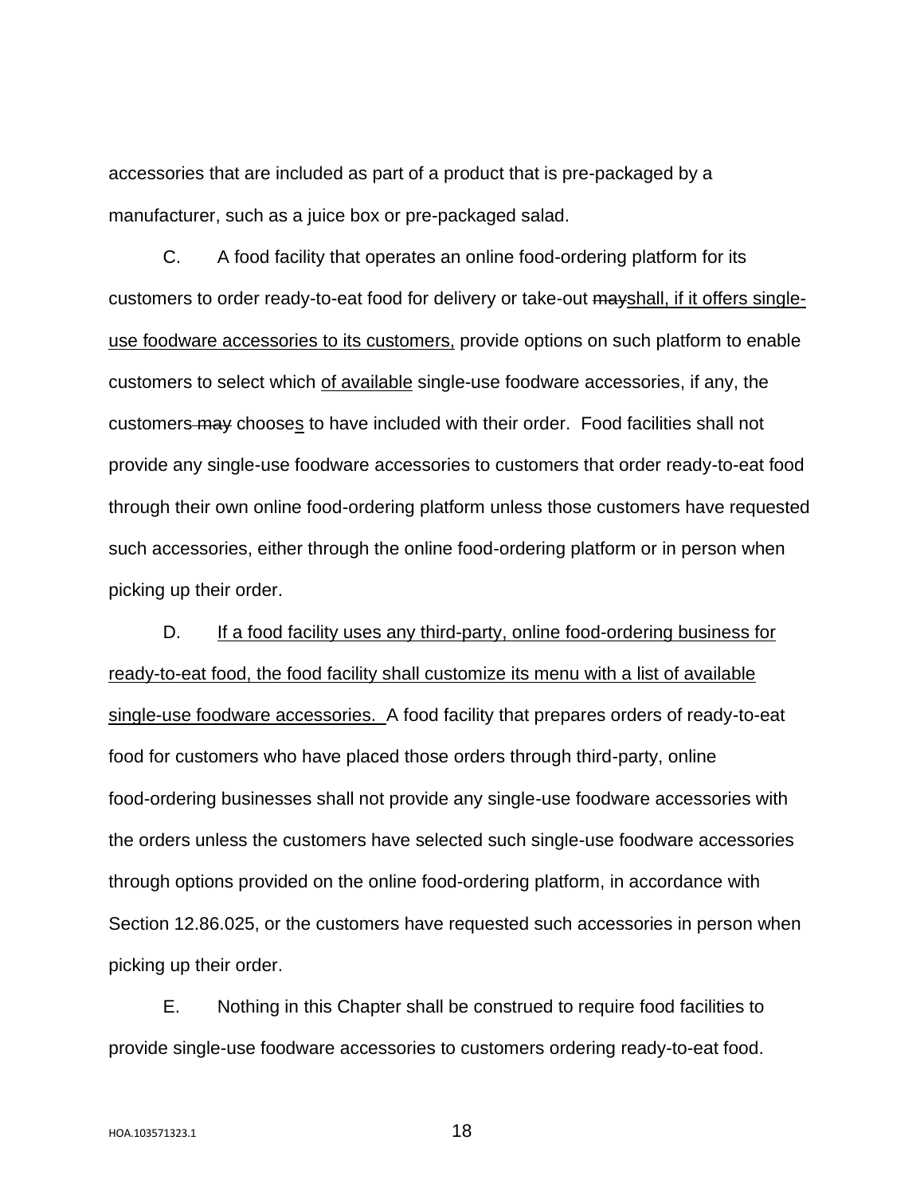accessories that are included as part of a product that is pre-packaged by a manufacturer, such as a juice box or pre-packaged salad.

C. A food facility that operates an online food-ordering platform for its customers to order ready-to-eat food for delivery or take-out ~~may~~<u>shall, if it offers single-use foodware accessories to its customers,</u> provide options on such platform to enable customers to select which <u>of available</u> single-use foodware accessories, if any, the customers ~~may~~ choose<u>s</u> to have included with their order. Food facilities shall not provide any single-use foodware accessories to customers that order ready-to-eat food through their own online food-ordering platform unless those customers have requested such accessories, either through the online food-ordering platform or in person when picking up their order.

D. <u>If a food facility uses any third-party, online food-ordering business for ready-to-eat food, the food facility shall customize its menu with a list of available single-use foodware accessories.</u> A food facility that prepares orders of ready-to-eat food for customers who have placed those orders through third-party, online food-ordering businesses shall not provide any single-use foodware accessories with the orders unless the customers have selected such single-use foodware accessories through options provided on the online food-ordering platform, in accordance with Section 12.86.025, or the customers have requested such accessories in person when picking up their order.

E. Nothing in this Chapter shall be construed to require food facilities to provide single-use foodware accessories to customers ordering ready-to-eat food.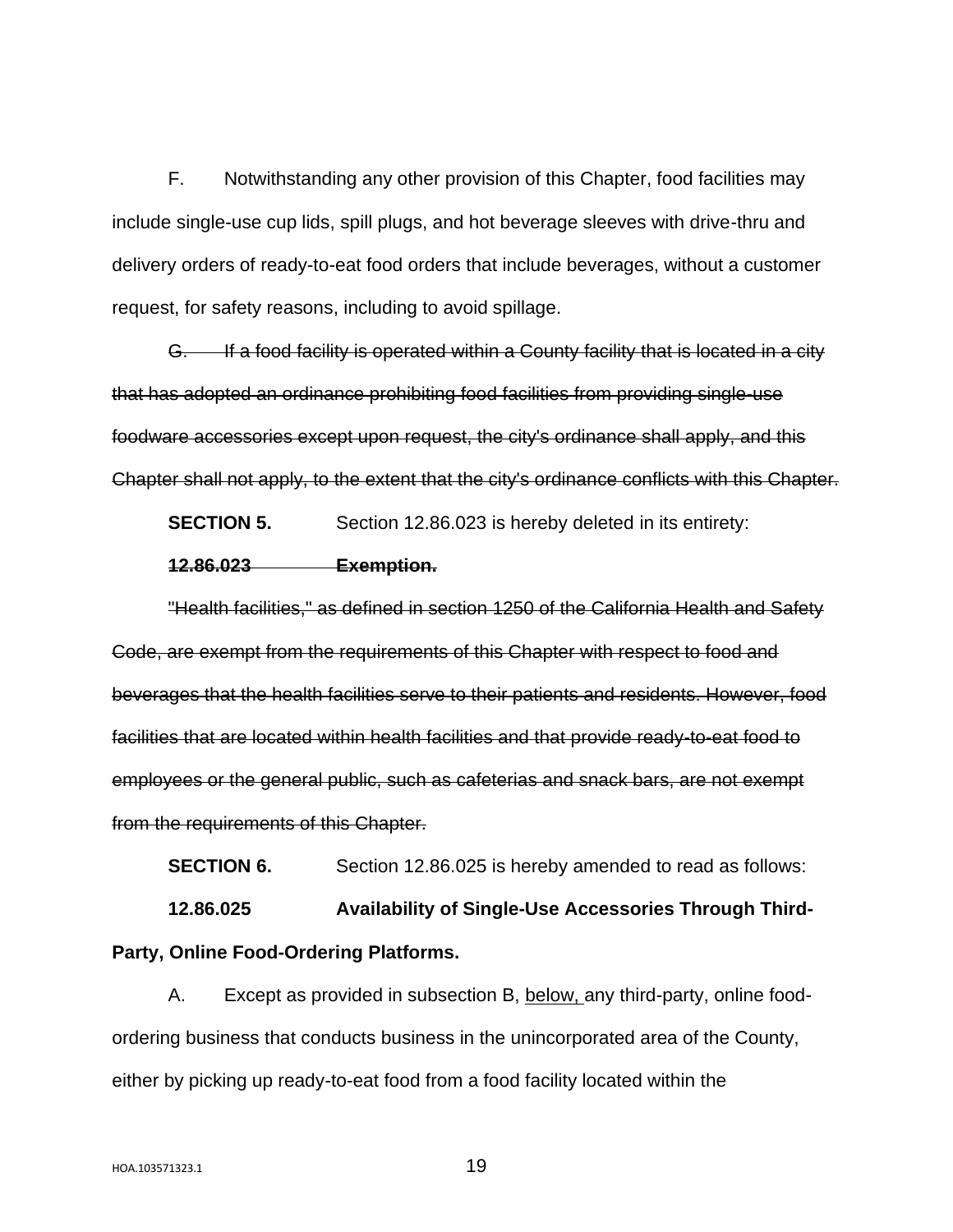F. Notwithstanding any other provision of this Chapter, food facilities may include single-use cup lids, spill plugs, and hot beverage sleeves with drive-thru and delivery orders of ready-to-eat food orders that include beverages, without a customer request, for safety reasons, including to avoid spillage.

~~G. If a food facility is operated within a County facility that is located in a city that has adopted an ordinance prohibiting food facilities from providing single-use foodware accessories except upon request, the city's ordinance shall apply, and this Chapter shall not apply, to the extent that the city's ordinance conflicts with this Chapter.~~

**SECTION 5.** Section 12.86.023 is hereby deleted in its entirety:

~~**12.86.023 Exemption.**~~

~~"Health facilities," as defined in section 1250 of the California Health and Safety Code, are exempt from the requirements of this Chapter with respect to food and beverages that the health facilities serve to their patients and residents. However, food facilities that are located within health facilities and that provide ready-to-eat food to employees or the general public, such as cafeterias and snack bars, are not exempt from the requirements of this Chapter.~~

**SECTION 6.** Section 12.86.025 is hereby amended to read as follows:

**12.86.025 Availability of Single-Use Accessories Through Third-Party, Online Food-Ordering Platforms.**

A. Except as provided in subsection B, <u>below,</u> any third-party, online food-ordering business that conducts business in the unincorporated area of the County, either by picking up ready-to-eat food from a food facility located within the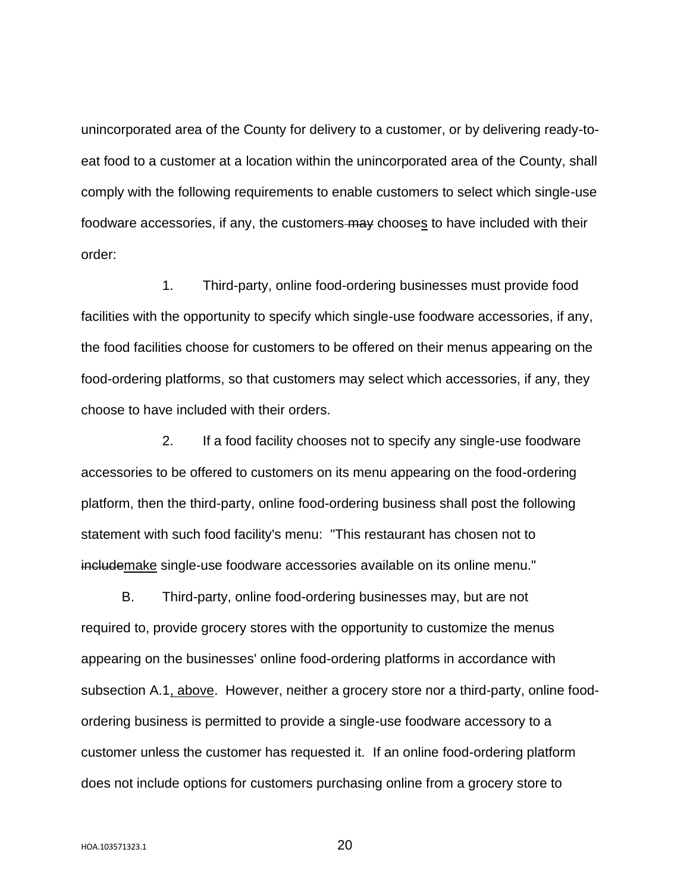unincorporated area of the County for delivery to a customer, or by delivering ready-to-eat food to a customer at a location within the unincorporated area of the County, shall comply with the following requirements to enable customers to select which single-use foodware accessories, if any, the customers ~~may~~ choose<u>s</u> to have included with their order:

1. Third-party, online food-ordering businesses must provide food facilities with the opportunity to specify which single-use foodware accessories, if any, the food facilities choose for customers to be offered on their menus appearing on the food-ordering platforms, so that customers may select which accessories, if any, they choose to have included with their orders.

2. If a food facility chooses not to specify any single-use foodware accessories to be offered to customers on its menu appearing on the food-ordering platform, then the third-party, online food-ordering business shall post the following statement with such food facility's menu: "This restaurant has chosen not to ~~include~~<u>make</u> single-use foodware accessories available on its online menu."

B. Third-party, online food-ordering businesses may, but are not required to, provide grocery stores with the opportunity to customize the menus appearing on the businesses' online food-ordering platforms in accordance with subsection A.1<u>, above</u>. However, neither a grocery store nor a third-party, online food-ordering business is permitted to provide a single-use foodware accessory to a customer unless the customer has requested it. If an online food-ordering platform does not include options for customers purchasing online from a grocery store to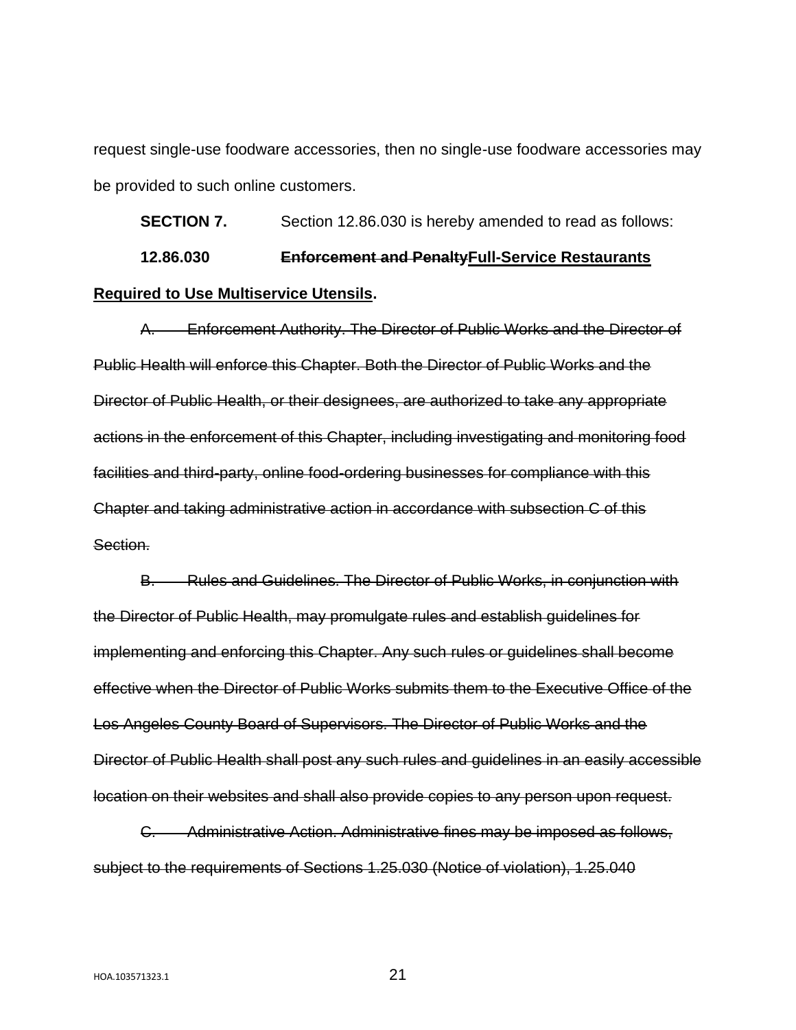request single-use foodware accessories, then no single-use foodware accessories may be provided to such online customers.

**SECTION 7.** Section 12.86.030 is hereby amended to read as follows:

**12.86.030 ~~Enforcement and Penalty~~<u>Full-Service Restaurants Required to Use Multiservice Utensils</u>.**

~~A. Enforcement Authority. The Director of Public Works and the Director of Public Health will enforce this Chapter. Both the Director of Public Works and the Director of Public Health, or their designees, are authorized to take any appropriate actions in the enforcement of this Chapter, including investigating and monitoring food facilities and third-party, online food-ordering businesses for compliance with this Chapter and taking administrative action in accordance with subsection C of this Section.~~

~~B. Rules and Guidelines. The Director of Public Works, in conjunction with the Director of Public Health, may promulgate rules and establish guidelines for implementing and enforcing this Chapter. Any such rules or guidelines shall become effective when the Director of Public Works submits them to the Executive Office of the Los Angeles County Board of Supervisors. The Director of Public Works and the Director of Public Health shall post any such rules and guidelines in an easily accessible location on their websites and shall also provide copies to any person upon request.~~

~~C. Administrative Action. Administrative fines may be imposed as follows, subject to the requirements of Sections 1.25.030 (Notice of violation), 1.25.040~~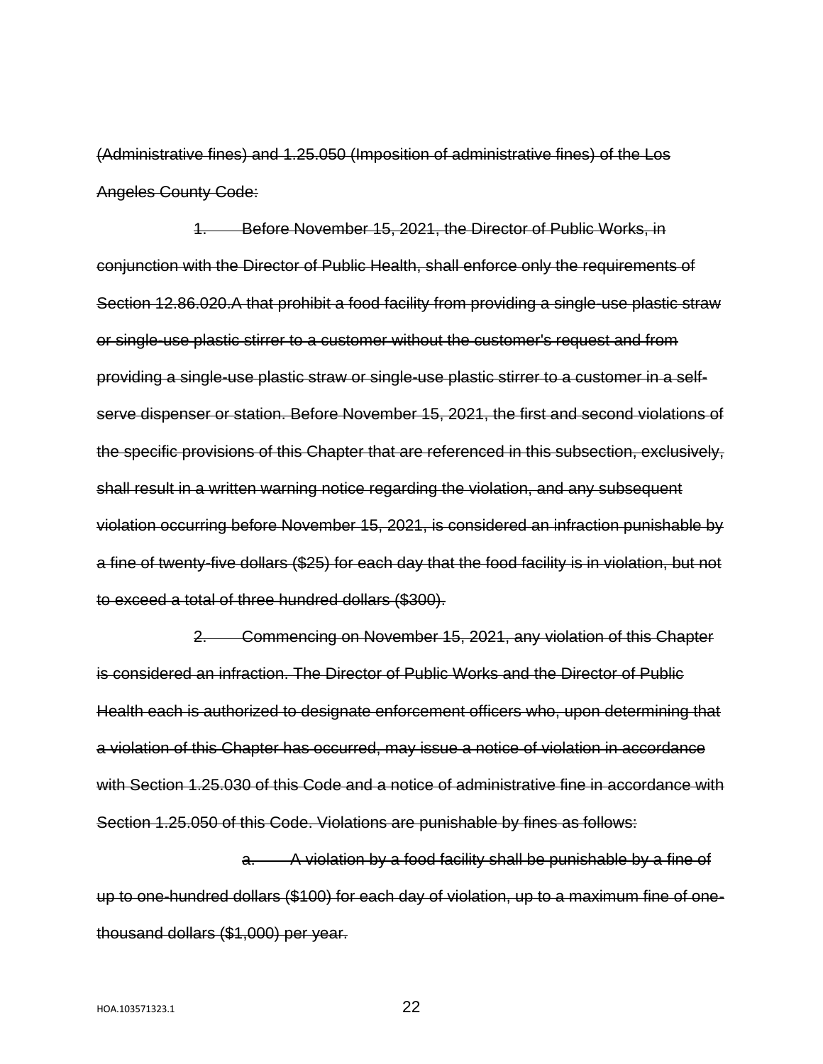~~(Administrative fines) and 1.25.050 (Imposition of administrative fines) of the Los Angeles County Code:~~

~~1. Before November 15, 2021, the Director of Public Works, in conjunction with the Director of Public Health, shall enforce only the requirements of Section 12.86.020.A that prohibit a food facility from providing a single-use plastic straw or single-use plastic stirrer to a customer without the customer's request and from providing a single-use plastic straw or single-use plastic stirrer to a customer in a self-serve dispenser or station. Before November 15, 2021, the first and second violations of the specific provisions of this Chapter that are referenced in this subsection, exclusively, shall result in a written warning notice regarding the violation, and any subsequent violation occurring before November 15, 2021, is considered an infraction punishable by a fine of twenty-five dollars ($25) for each day that the food facility is in violation, but not to exceed a total of three hundred dollars ($300).~~

~~2. Commencing on November 15, 2021, any violation of this Chapter is considered an infraction. The Director of Public Works and the Director of Public Health each is authorized to designate enforcement officers who, upon determining that a violation of this Chapter has occurred, may issue a notice of violation in accordance with Section 1.25.030 of this Code and a notice of administrative fine in accordance with Section 1.25.050 of this Code. Violations are punishable by fines as follows:~~

~~a. A violation by a food facility shall be punishable by a fine of up to one-hundred dollars ($100) for each day of violation, up to a maximum fine of one-thousand dollars ($1,000) per year.~~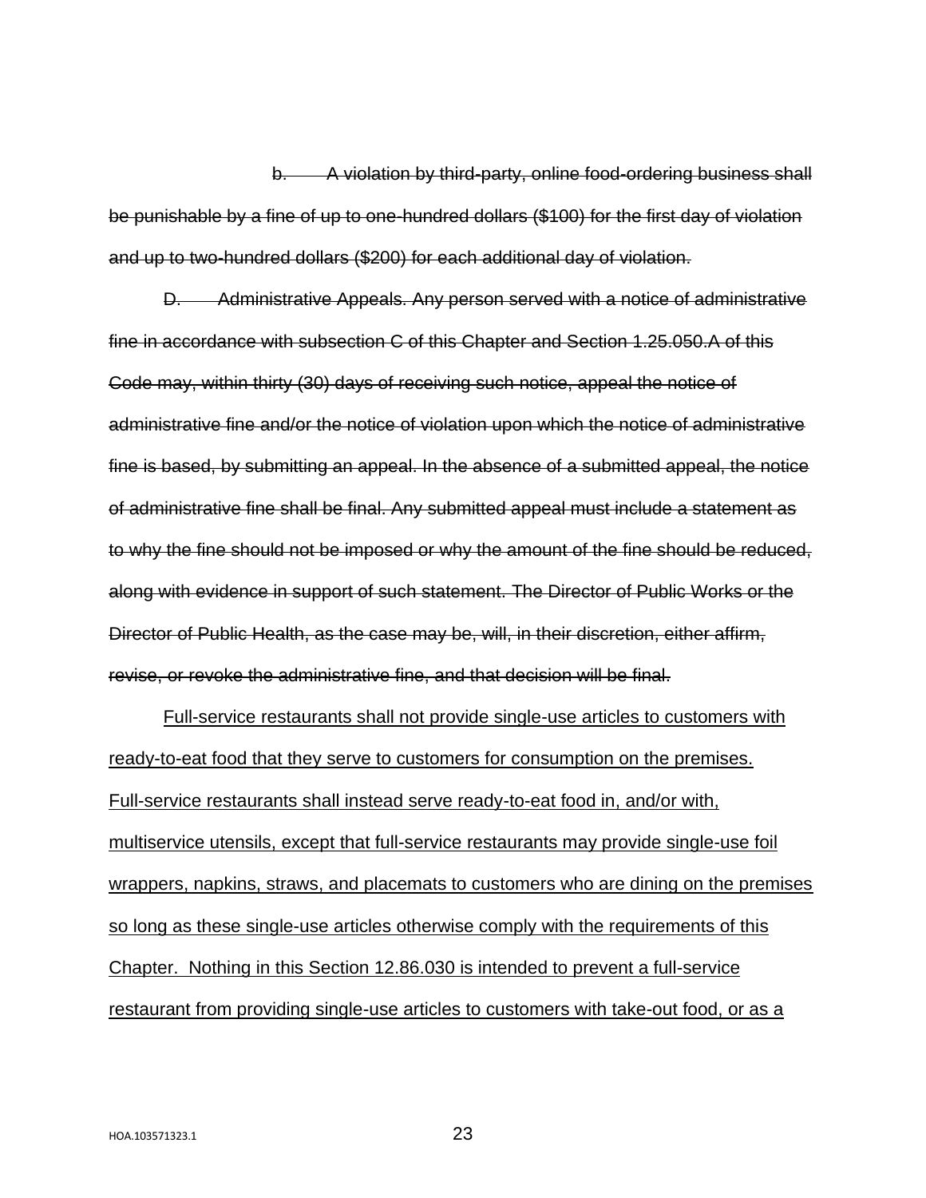~~b. A violation by third-party, online food-ordering business shall be punishable by a fine of up to one-hundred dollars ($100) for the first day of violation and up to two-hundred dollars ($200) for each additional day of violation.~~

~~D. Administrative Appeals. Any person served with a notice of administrative fine in accordance with subsection C of this Chapter and Section 1.25.050.A of this Code may, within thirty (30) days of receiving such notice, appeal the notice of administrative fine and/or the notice of violation upon which the notice of administrative fine is based, by submitting an appeal. In the absence of a submitted appeal, the notice of administrative fine shall be final. Any submitted appeal must include a statement as to why the fine should not be imposed or why the amount of the fine should be reduced, along with evidence in support of such statement. The Director of Public Works or the Director of Public Health, as the case may be, will, in their discretion, either affirm, revise, or revoke the administrative fine, and that decision will be final.~~

<u>Full-service restaurants shall not provide single-use articles to customers with ready-to-eat food that they serve to customers for consumption on the premises. Full-service restaurants shall instead serve ready-to-eat food in, and/or with, multiservice utensils, except that full-service restaurants may provide single-use foil wrappers, napkins, straws, and placemats to customers who are dining on the premises so long as these single-use articles otherwise comply with the requirements of this Chapter. Nothing in this Section 12.86.030 is intended to prevent a full-service restaurant from providing single-use articles to customers with take-out food, or as a</u>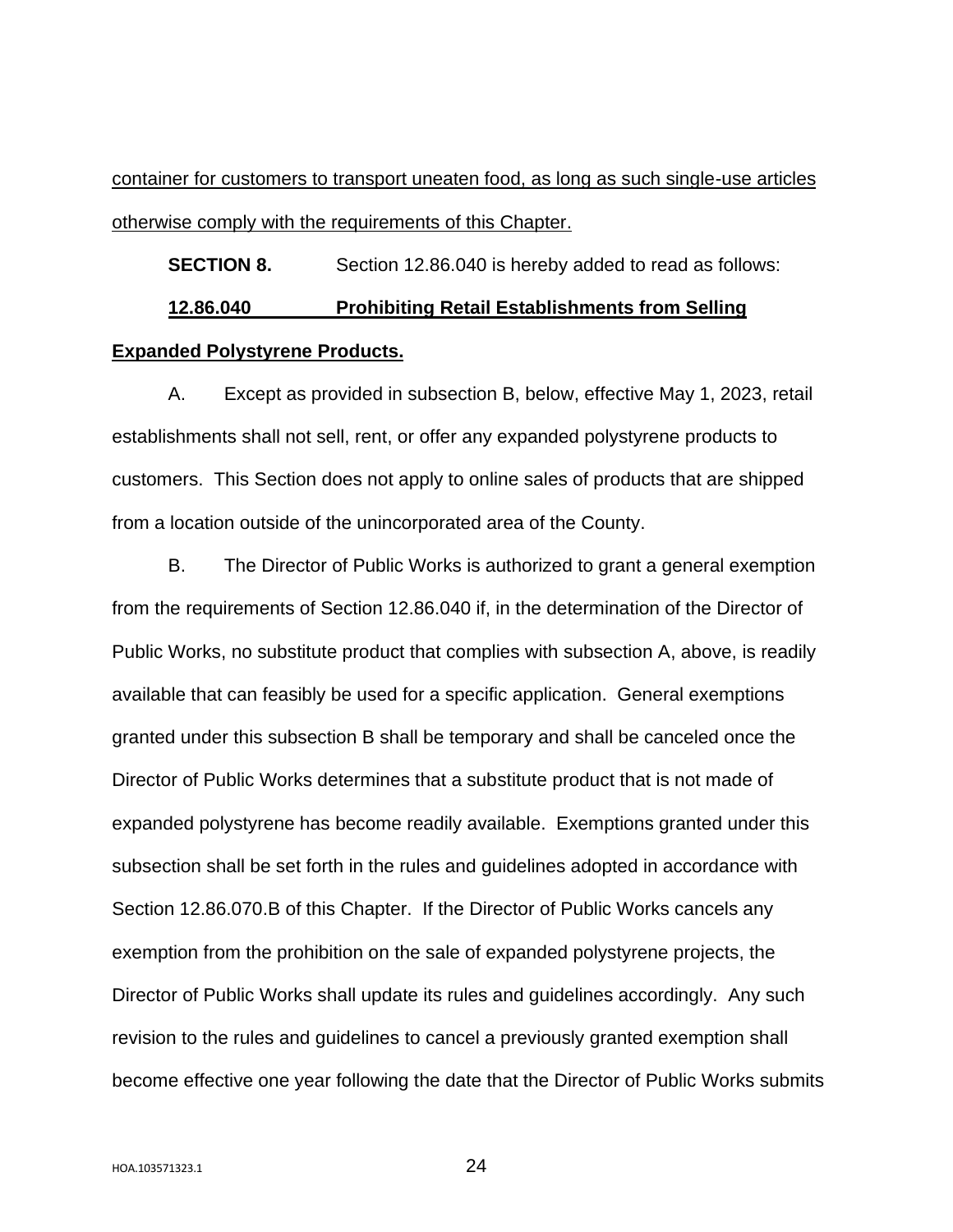container for customers to transport uneaten food, as long as such single-use articles otherwise comply with the requirements of this Chapter.

**SECTION 8.** Section 12.86.040 is hereby added to read as follows:

**12.86.040 Prohibiting Retail Establishments from Selling Expanded Polystyrene Products.**

A. Except as provided in subsection B, below, effective May 1, 2023, retail establishments shall not sell, rent, or offer any expanded polystyrene products to customers. This Section does not apply to online sales of products that are shipped from a location outside of the unincorporated area of the County.

B. The Director of Public Works is authorized to grant a general exemption from the requirements of Section 12.86.040 if, in the determination of the Director of Public Works, no substitute product that complies with subsection A, above, is readily available that can feasibly be used for a specific application. General exemptions granted under this subsection B shall be temporary and shall be canceled once the Director of Public Works determines that a substitute product that is not made of expanded polystyrene has become readily available. Exemptions granted under this subsection shall be set forth in the rules and guidelines adopted in accordance with Section 12.86.070.B of this Chapter. If the Director of Public Works cancels any exemption from the prohibition on the sale of expanded polystyrene projects, the Director of Public Works shall update its rules and guidelines accordingly. Any such revision to the rules and guidelines to cancel a previously granted exemption shall become effective one year following the date that the Director of Public Works submits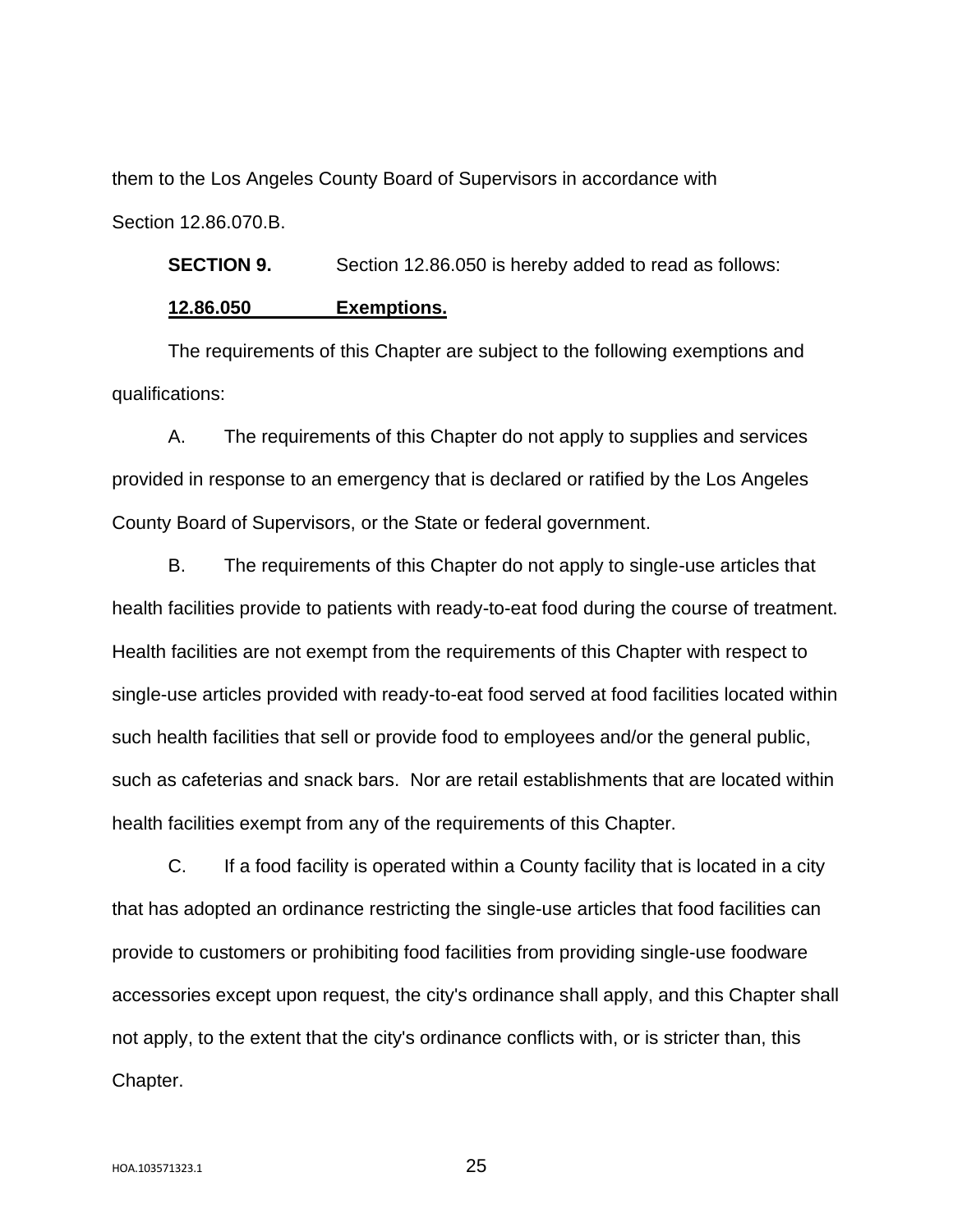them to the Los Angeles County Board of Supervisors in accordance with Section 12.86.070.B.

**SECTION 9.** Section 12.86.050 is hereby added to read as follows:

**12.86.050 Exemptions.**

The requirements of this Chapter are subject to the following exemptions and qualifications:

A. The requirements of this Chapter do not apply to supplies and services provided in response to an emergency that is declared or ratified by the Los Angeles County Board of Supervisors, or the State or federal government.

B. The requirements of this Chapter do not apply to single-use articles that health facilities provide to patients with ready-to-eat food during the course of treatment. Health facilities are not exempt from the requirements of this Chapter with respect to single-use articles provided with ready-to-eat food served at food facilities located within such health facilities that sell or provide food to employees and/or the general public, such as cafeterias and snack bars. Nor are retail establishments that are located within health facilities exempt from any of the requirements of this Chapter.

C. If a food facility is operated within a County facility that is located in a city that has adopted an ordinance restricting the single-use articles that food facilities can provide to customers or prohibiting food facilities from providing single-use foodware accessories except upon request, the city's ordinance shall apply, and this Chapter shall not apply, to the extent that the city's ordinance conflicts with, or is stricter than, this Chapter.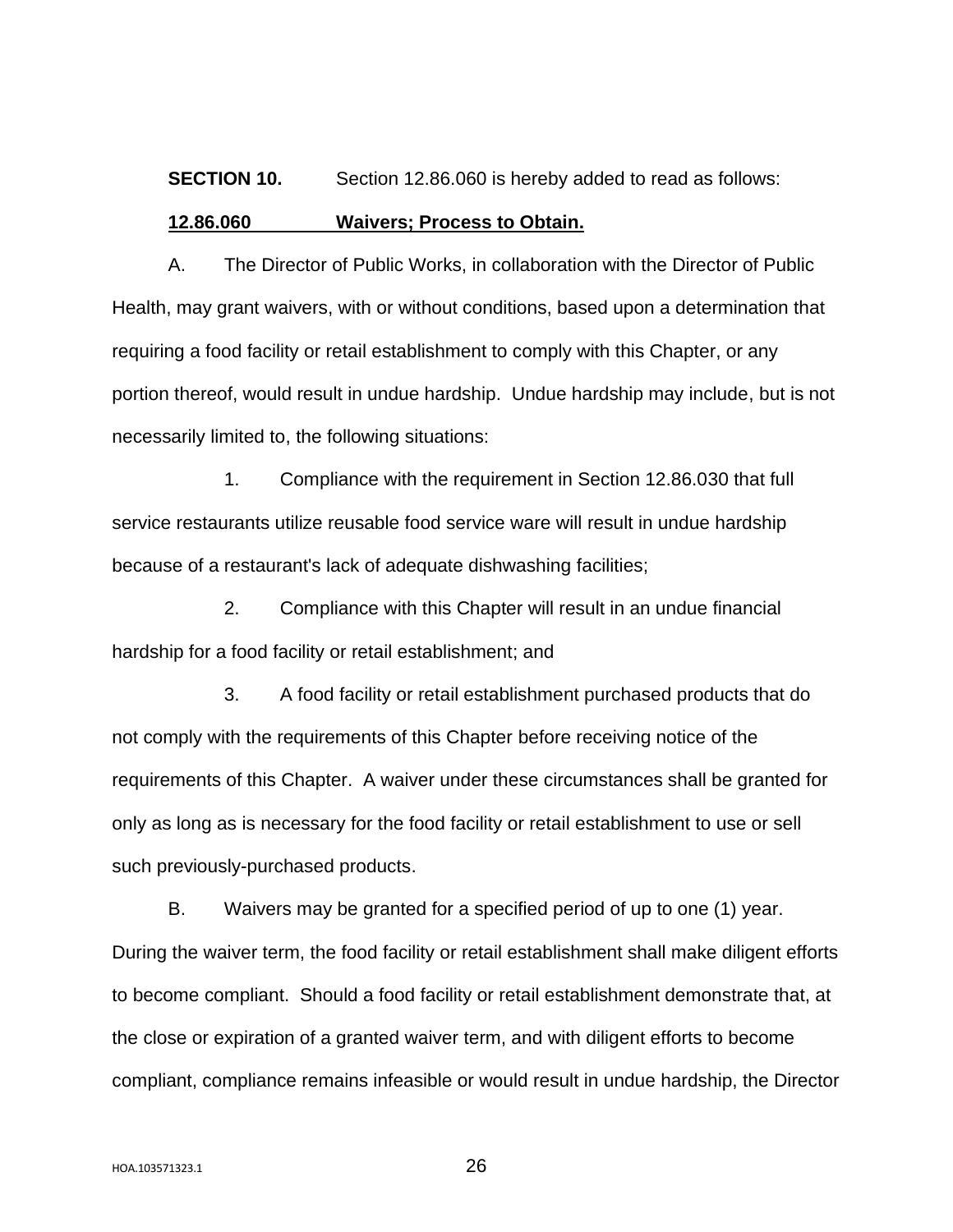**SECTION 10.** Section 12.86.060 is hereby added to read as follows:

**12.86.060 Waivers; Process to Obtain.**

A. The Director of Public Works, in collaboration with the Director of Public Health, may grant waivers, with or without conditions, based upon a determination that requiring a food facility or retail establishment to comply with this Chapter, or any portion thereof, would result in undue hardship. Undue hardship may include, but is not necessarily limited to, the following situations:

1. Compliance with the requirement in Section 12.86.030 that full service restaurants utilize reusable food service ware will result in undue hardship because of a restaurant's lack of adequate dishwashing facilities;

2. Compliance with this Chapter will result in an undue financial hardship for a food facility or retail establishment; and

3. A food facility or retail establishment purchased products that do not comply with the requirements of this Chapter before receiving notice of the requirements of this Chapter. A waiver under these circumstances shall be granted for only as long as is necessary for the food facility or retail establishment to use or sell such previously-purchased products.

B. Waivers may be granted for a specified period of up to one (1) year. During the waiver term, the food facility or retail establishment shall make diligent efforts to become compliant. Should a food facility or retail establishment demonstrate that, at the close or expiration of a granted waiver term, and with diligent efforts to become compliant, compliance remains infeasible or would result in undue hardship, the Director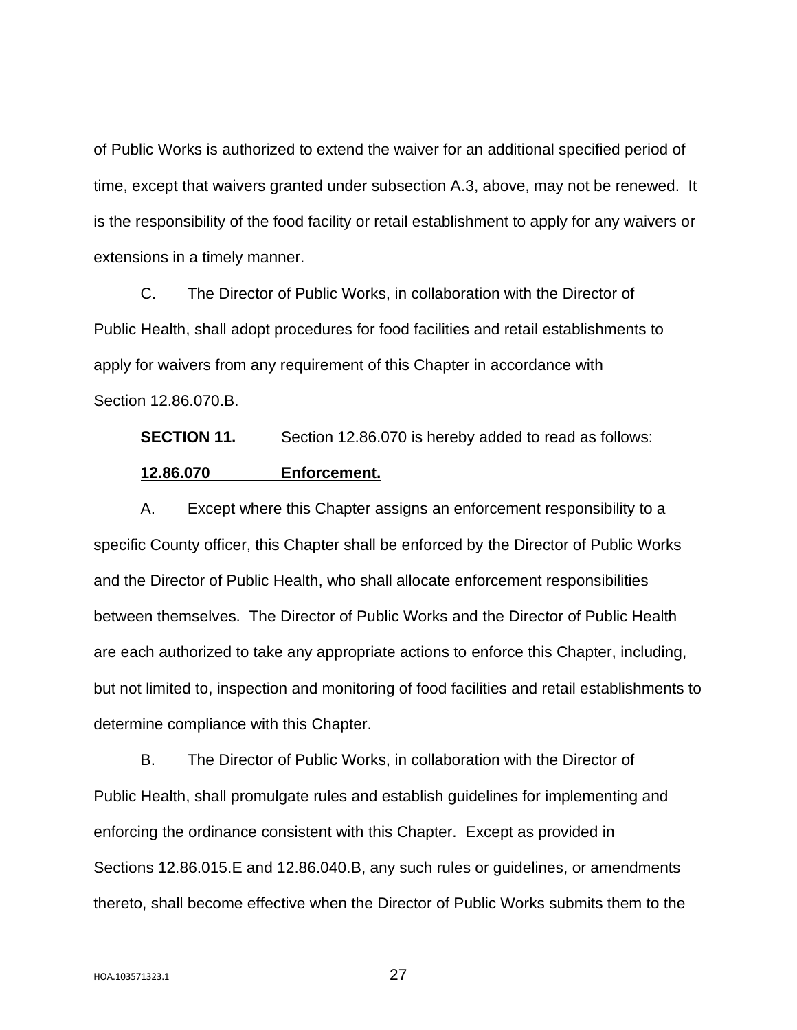of Public Works is authorized to extend the waiver for an additional specified period of time, except that waivers granted under subsection A.3, above, may not be renewed. It is the responsibility of the food facility or retail establishment to apply for any waivers or extensions in a timely manner.

C. The Director of Public Works, in collaboration with the Director of Public Health, shall adopt procedures for food facilities and retail establishments to apply for waivers from any requirement of this Chapter in accordance with Section 12.86.070.B.

**SECTION 11.** Section 12.86.070 is hereby added to read as follows:

**12.86.070 Enforcement.**

A. Except where this Chapter assigns an enforcement responsibility to a specific County officer, this Chapter shall be enforced by the Director of Public Works and the Director of Public Health, who shall allocate enforcement responsibilities between themselves. The Director of Public Works and the Director of Public Health are each authorized to take any appropriate actions to enforce this Chapter, including, but not limited to, inspection and monitoring of food facilities and retail establishments to determine compliance with this Chapter.

B. The Director of Public Works, in collaboration with the Director of Public Health, shall promulgate rules and establish guidelines for implementing and enforcing the ordinance consistent with this Chapter. Except as provided in Sections 12.86.015.E and 12.86.040.B, any such rules or guidelines, or amendments thereto, shall become effective when the Director of Public Works submits them to the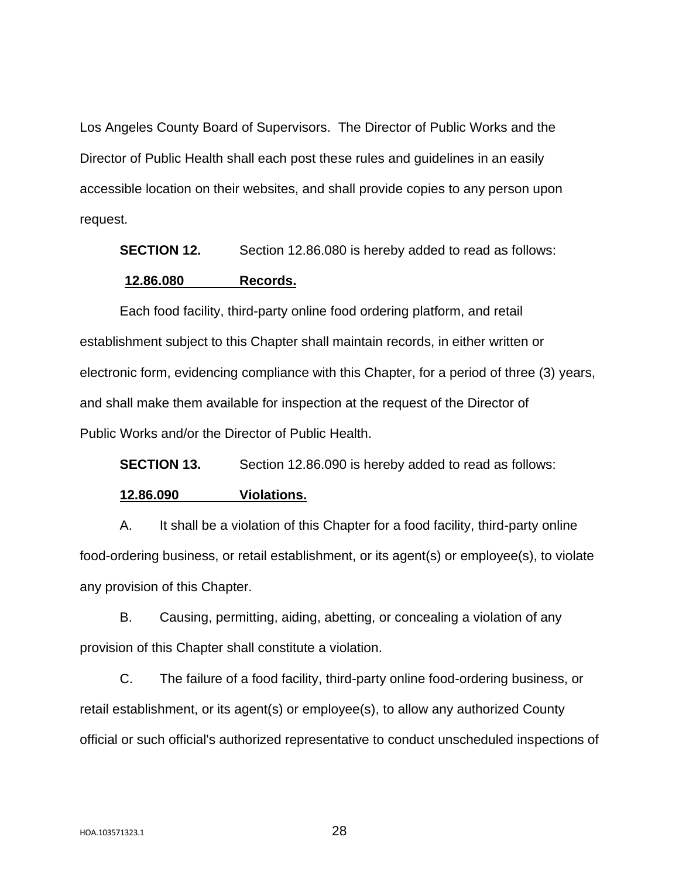Los Angeles County Board of Supervisors. The Director of Public Works and the Director of Public Health shall each post these rules and guidelines in an easily accessible location on their websites, and shall provide copies to any person upon request.

**SECTION 12.** Section 12.86.080 is hereby added to read as follows:

**12.86.080 Records.**

Each food facility, third-party online food ordering platform, and retail establishment subject to this Chapter shall maintain records, in either written or electronic form, evidencing compliance with this Chapter, for a period of three (3) years, and shall make them available for inspection at the request of the Director of Public Works and/or the Director of Public Health.

**SECTION 13.** Section 12.86.090 is hereby added to read as follows:

**12.86.090 Violations.**

A. It shall be a violation of this Chapter for a food facility, third-party online food-ordering business, or retail establishment, or its agent(s) or employee(s), to violate any provision of this Chapter.

B. Causing, permitting, aiding, abetting, or concealing a violation of any provision of this Chapter shall constitute a violation.

C. The failure of a food facility, third-party online food-ordering business, or retail establishment, or its agent(s) or employee(s), to allow any authorized County official or such official's authorized representative to conduct unscheduled inspections of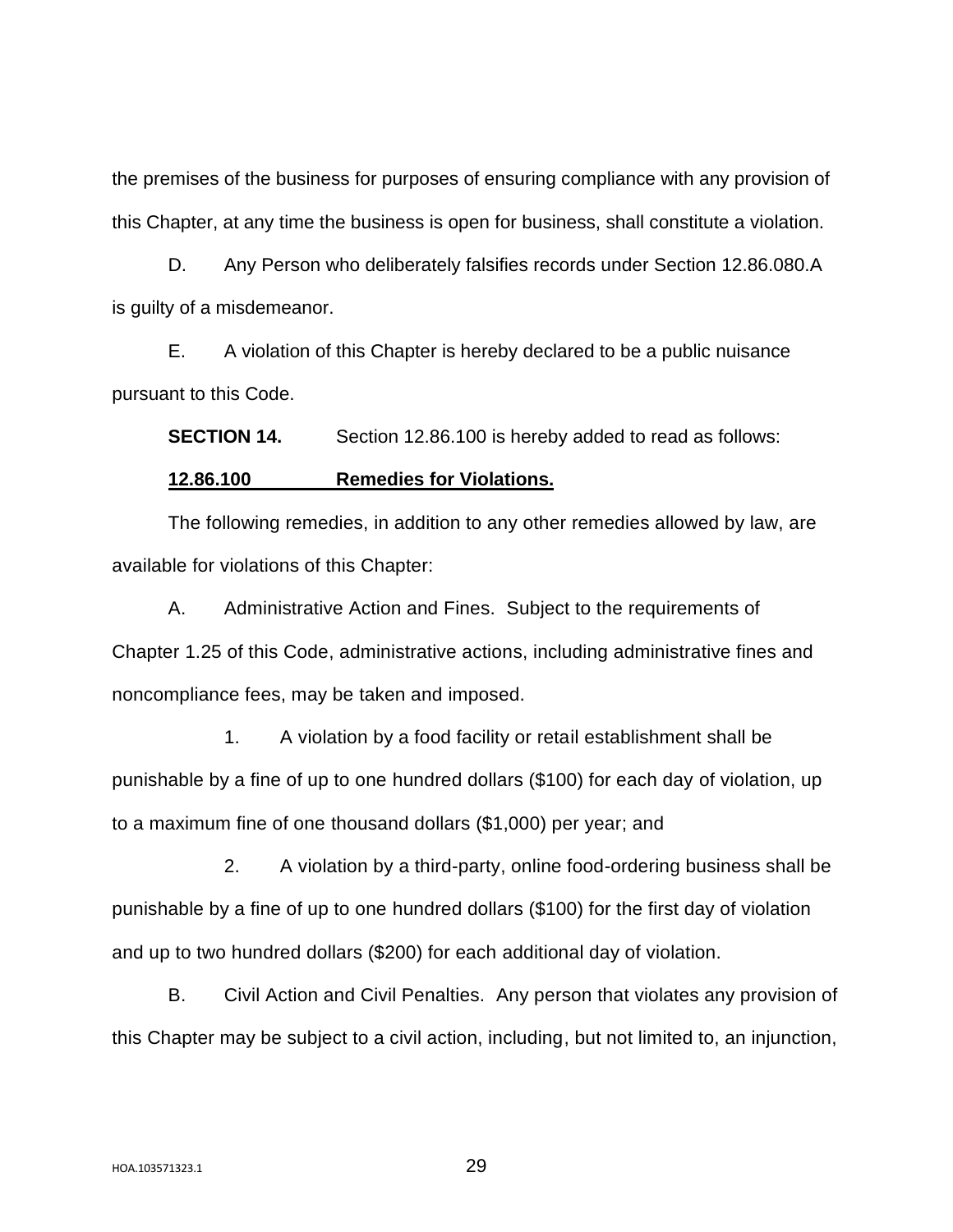the premises of the business for purposes of ensuring compliance with any provision of this Chapter, at any time the business is open for business, shall constitute a violation.

D. Any Person who deliberately falsifies records under Section 12.86.080.A is guilty of a misdemeanor.

E. A violation of this Chapter is hereby declared to be a public nuisance pursuant to this Code.

**SECTION 14.** Section 12.86.100 is hereby added to read as follows:

**12.86.100 Remedies for Violations.**

The following remedies, in addition to any other remedies allowed by law, are available for violations of this Chapter:

A. Administrative Action and Fines. Subject to the requirements of Chapter 1.25 of this Code, administrative actions, including administrative fines and noncompliance fees, may be taken and imposed.

1. A violation by a food facility or retail establishment shall be punishable by a fine of up to one hundred dollars ($100) for each day of violation, up to a maximum fine of one thousand dollars ($1,000) per year; and

2. A violation by a third-party, online food-ordering business shall be punishable by a fine of up to one hundred dollars ($100) for the first day of violation and up to two hundred dollars ($200) for each additional day of violation.

B. Civil Action and Civil Penalties. Any person that violates any provision of this Chapter may be subject to a civil action, including, but not limited to, an injunction,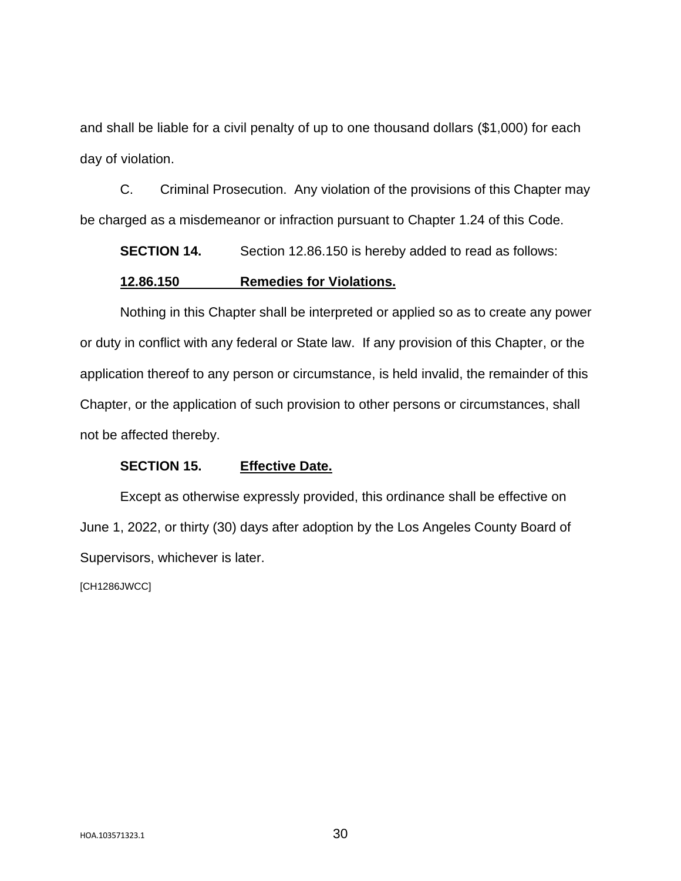and shall be liable for a civil penalty of up to one thousand dollars ($1,000) for each day of violation.

C. Criminal Prosecution. Any violation of the provisions of this Chapter may be charged as a misdemeanor or infraction pursuant to Chapter 1.24 of this Code.

**SECTION 14.** Section 12.86.150 is hereby added to read as follows:

**12.86.150 Remedies for Violations.**

Nothing in this Chapter shall be interpreted or applied so as to create any power or duty in conflict with any federal or State law. If any provision of this Chapter, or the application thereof to any person or circumstance, is held invalid, the remainder of this Chapter, or the application of such provision to other persons or circumstances, shall not be affected thereby.

**SECTION 15. Effective Date.**

Except as otherwise expressly provided, this ordinance shall be effective on June 1, 2022, or thirty (30) days after adoption by the Los Angeles County Board of Supervisors, whichever is later.

[CH1286JWCC]

HOA.103571323.1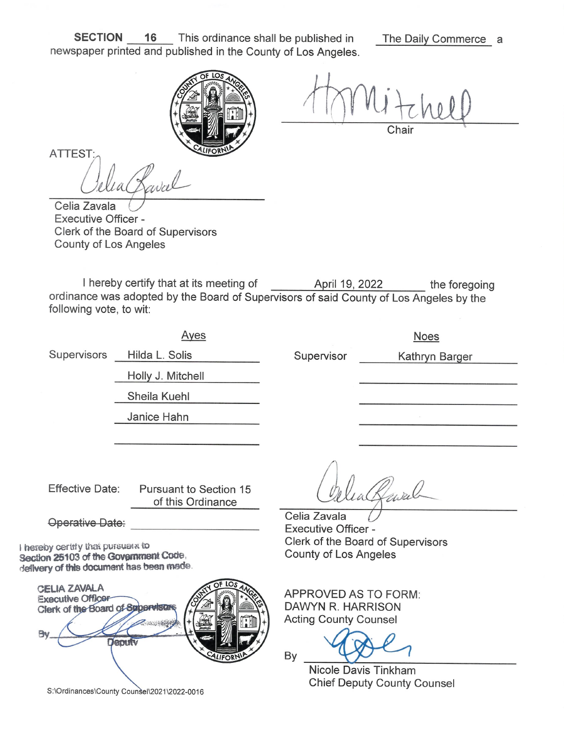**SECTION 16** This ordinance shall be published in The Daily Commerce a newspaper printed and published in the County of Los Angeles.

Chair

ATTEST:

Celia Zavala
Executive Officer -
Clerk of the Board of Supervisors
County of Los Angeles

I hereby certify that at its meeting of April 19, 2022 the foregoing ordinance was adopted by the Board of Supervisors of said County of Los Angeles by the following vote, to wit:

| | Ayes | | Noes |
|---|---|---|---|
| Supervisors | Hilda L. Solis | Supervisor | Kathryn Barger |
| | Holly J. Mitchell | | |
| | Sheila Kuehl | | |
| | Janice Hahn | | |

Effective Date: Pursuant to Section 15 of this Ordinance

~~Operative Date:~~

Celia Zavala
Executive Officer -
Clerk of the Board of Supervisors
County of Los Angeles

I hereby certify that pursuant to Section 25103 of the Government Code, delivery of this document has been made.

CELIA ZAVALA
Executive Officer
Clerk of the Board of Supervisors

By Deputy

APPROVED AS TO FORM:
DAWYN R. HARRISON
Acting County Counsel

By
Nicole Davis Tinkham
Chief Deputy County Counsel

S:\Ordinances\County Counsel\2021\2022-0016